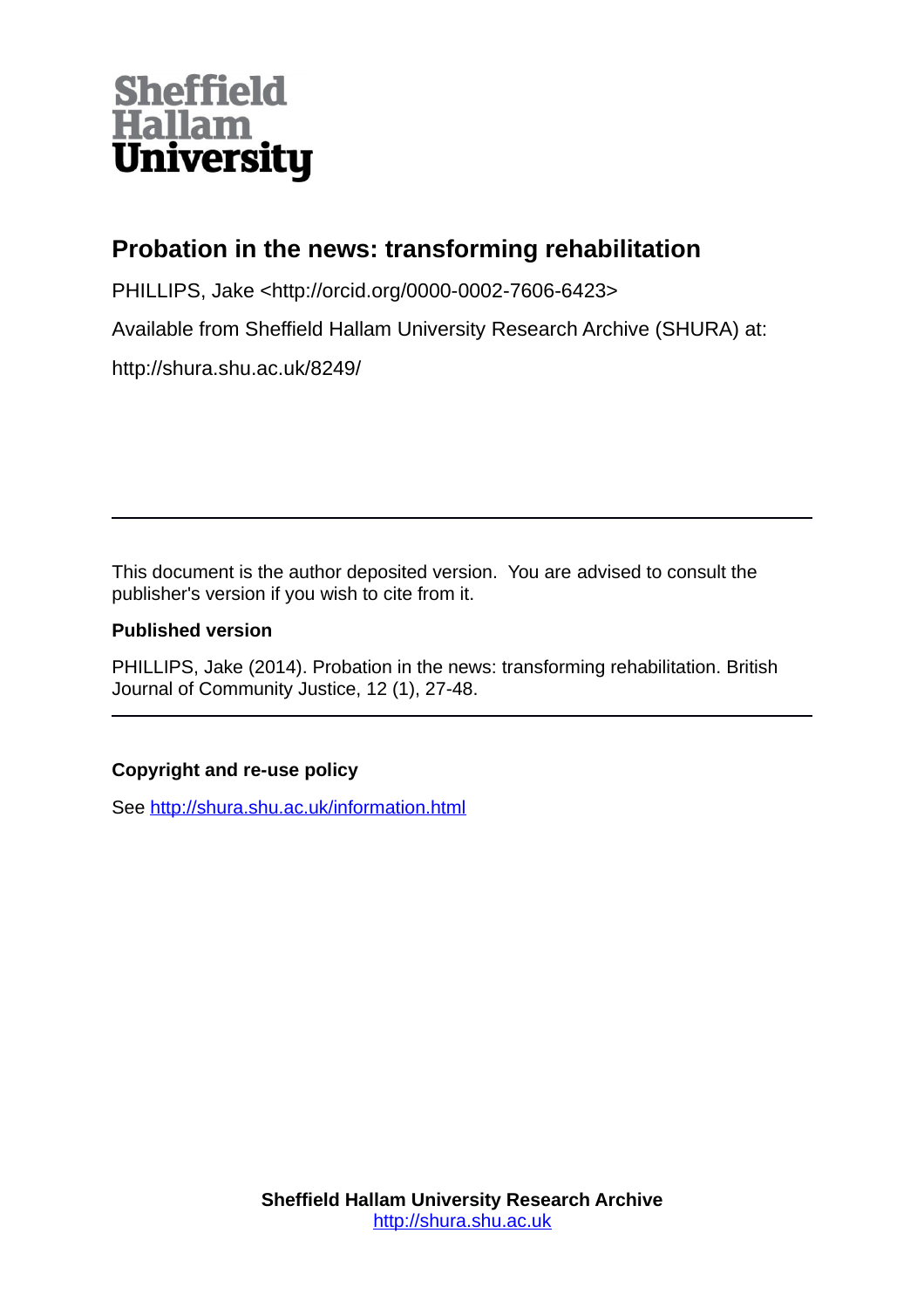Sheffield Hallam University

# Probation in the news: transforming rehabilitation

PHILLIPS, Jake <http://orcid.org/0000-0002-7606-6423>

Available from Sheffield Hallam University Research Archive (SHURA) at:

http://shura.shu.ac.uk/8249/

---

This document is the author deposited version. You are advised to consult the publisher's version if you wish to cite from it.

**Published version**

PHILLIPS, Jake (2014). Probation in the news: transforming rehabilitation. British Journal of Community Justice, 12 (1), 27-48.

---

**Copyright and re-use policy**

See http://shura.shu.ac.uk/information.html

**Sheffield Hallam University Research Archive**
http://shura.shu.ac.uk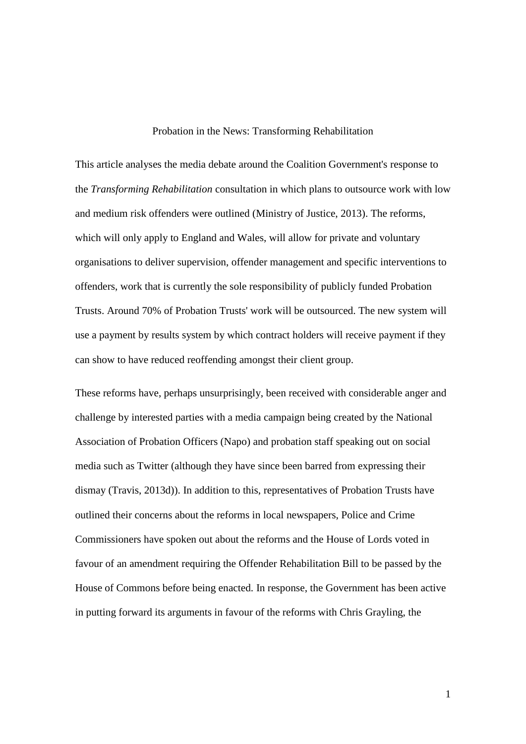# Probation in the News: Transforming Rehabilitation

This article analyses the media debate around the Coalition Government's response to the *Transforming Rehabilitation* consultation in which plans to outsource work with low and medium risk offenders were outlined (Ministry of Justice, 2013). The reforms, which will only apply to England and Wales, will allow for private and voluntary organisations to deliver supervision, offender management and specific interventions to offenders, work that is currently the sole responsibility of publicly funded Probation Trusts. Around 70% of Probation Trusts' work will be outsourced. The new system will use a payment by results system by which contract holders will receive payment if they can show to have reduced reoffending amongst their client group.

These reforms have, perhaps unsurprisingly, been received with considerable anger and challenge by interested parties with a media campaign being created by the National Association of Probation Officers (Napo) and probation staff speaking out on social media such as Twitter (although they have since been barred from expressing their dismay (Travis, 2013d)). In addition to this, representatives of Probation Trusts have outlined their concerns about the reforms in local newspapers, Police and Crime Commissioners have spoken out about the reforms and the House of Lords voted in favour of an amendment requiring the Offender Rehabilitation Bill to be passed by the House of Commons before being enacted. In response, the Government has been active in putting forward its arguments in favour of the reforms with Chris Grayling, the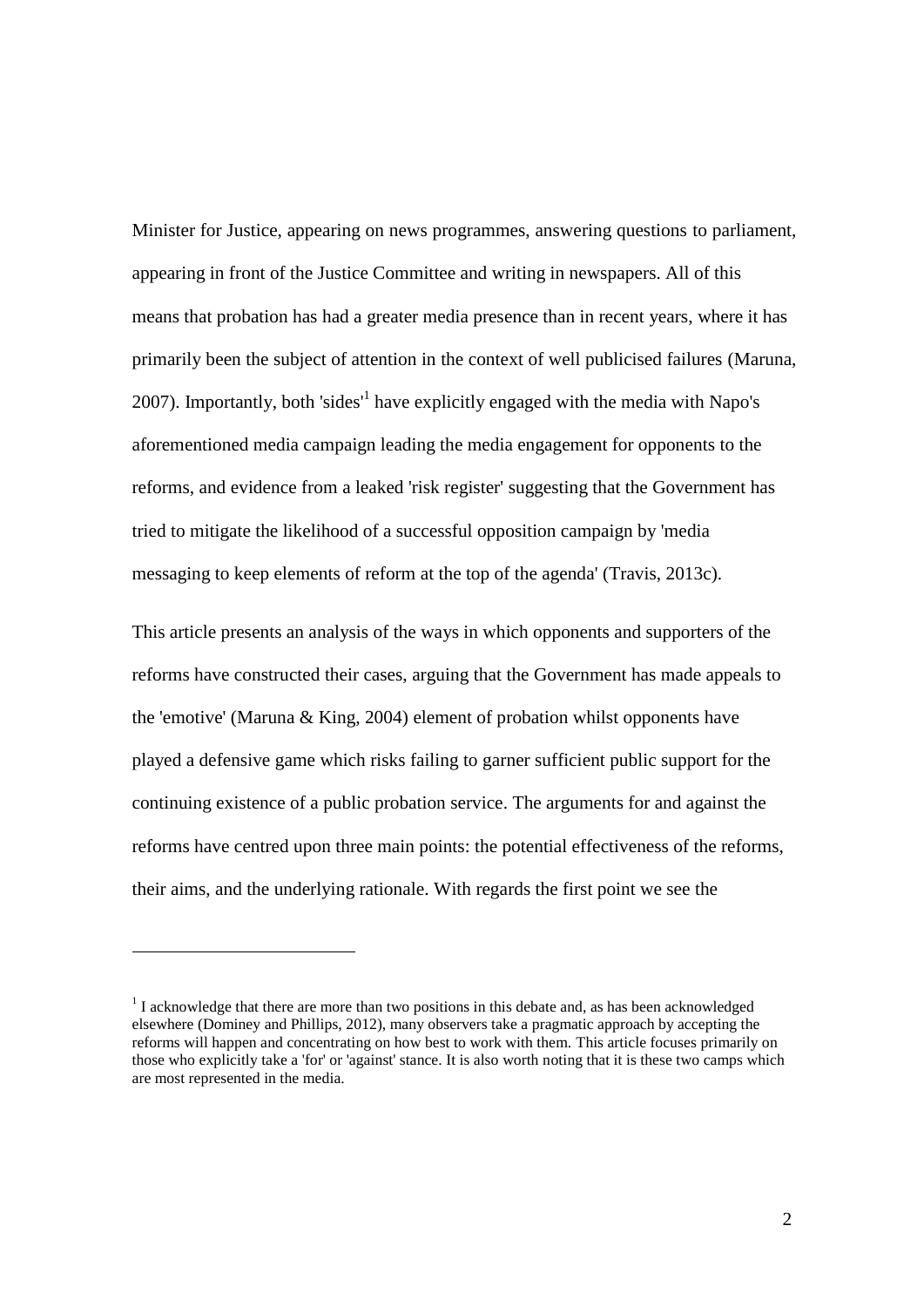Minister for Justice, appearing on news programmes, answering questions to parliament, appearing in front of the Justice Committee and writing in newspapers. All of this means that probation has had a greater media presence than in recent years, where it has primarily been the subject of attention in the context of well publicised failures (Maruna, 2007). Importantly, both 'sides'[1] have explicitly engaged with the media with Napo's aforementioned media campaign leading the media engagement for opponents to the reforms, and evidence from a leaked 'risk register' suggesting that the Government has tried to mitigate the likelihood of a successful opposition campaign by 'media messaging to keep elements of reform at the top of the agenda' (Travis, 2013c).

This article presents an analysis of the ways in which opponents and supporters of the reforms have constructed their cases, arguing that the Government has made appeals to the 'emotive' (Maruna & King, 2004) element of probation whilst opponents have played a defensive game which risks failing to garner sufficient public support for the continuing existence of a public probation service. The arguments for and against the reforms have centred upon three main points: the potential effectiveness of the reforms, their aims, and the underlying rationale. With regards the first point we see the

[1] I acknowledge that there are more than two positions in this debate and, as has been acknowledged elsewhere (Dominey and Phillips, 2012), many observers take a pragmatic approach by accepting the reforms will happen and concentrating on how best to work with them. This article focuses primarily on those who explicitly take a 'for' or 'against' stance. It is also worth noting that it is these two camps which are most represented in the media.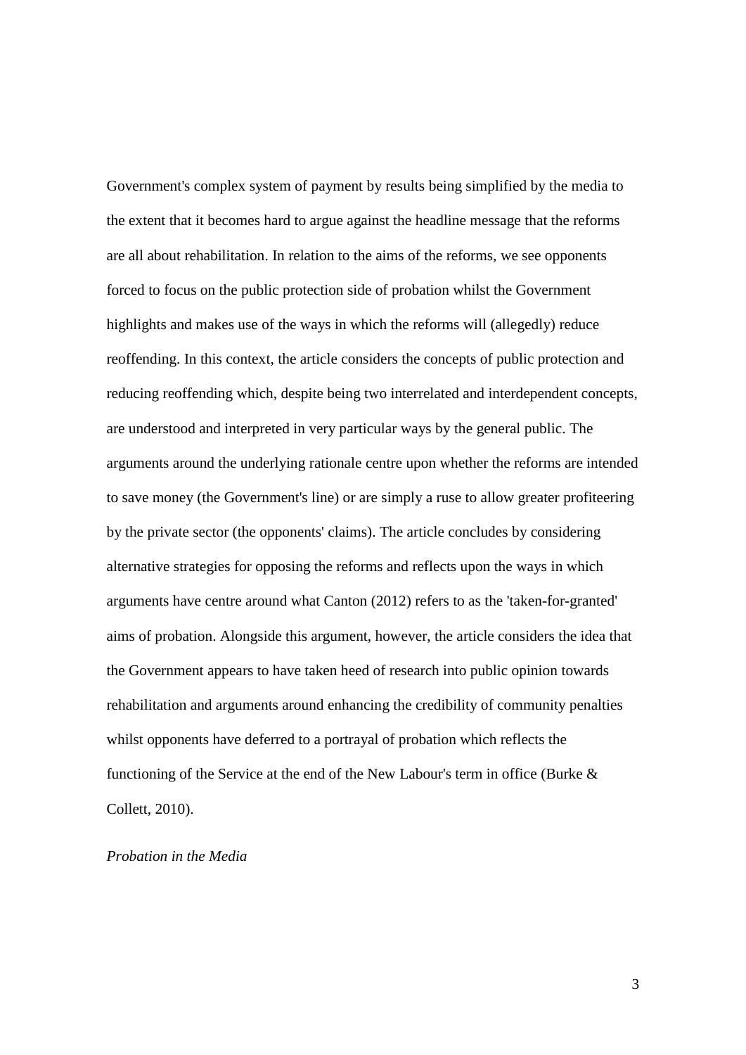Government's complex system of payment by results being simplified by the media to the extent that it becomes hard to argue against the headline message that the reforms are all about rehabilitation. In relation to the aims of the reforms, we see opponents forced to focus on the public protection side of probation whilst the Government highlights and makes use of the ways in which the reforms will (allegedly) reduce reoffending. In this context, the article considers the concepts of public protection and reducing reoffending which, despite being two interrelated and interdependent concepts, are understood and interpreted in very particular ways by the general public. The arguments around the underlying rationale centre upon whether the reforms are intended to save money (the Government's line) or are simply a ruse to allow greater profiteering by the private sector (the opponents' claims). The article concludes by considering alternative strategies for opposing the reforms and reflects upon the ways in which arguments have centre around what Canton (2012) refers to as the 'taken-for-granted' aims of probation. Alongside this argument, however, the article considers the idea that the Government appears to have taken heed of research into public opinion towards rehabilitation and arguments around enhancing the credibility of community penalties whilst opponents have deferred to a portrayal of probation which reflects the functioning of the Service at the end of the New Labour's term in office (Burke & Collett, 2010).

*Probation in the Media*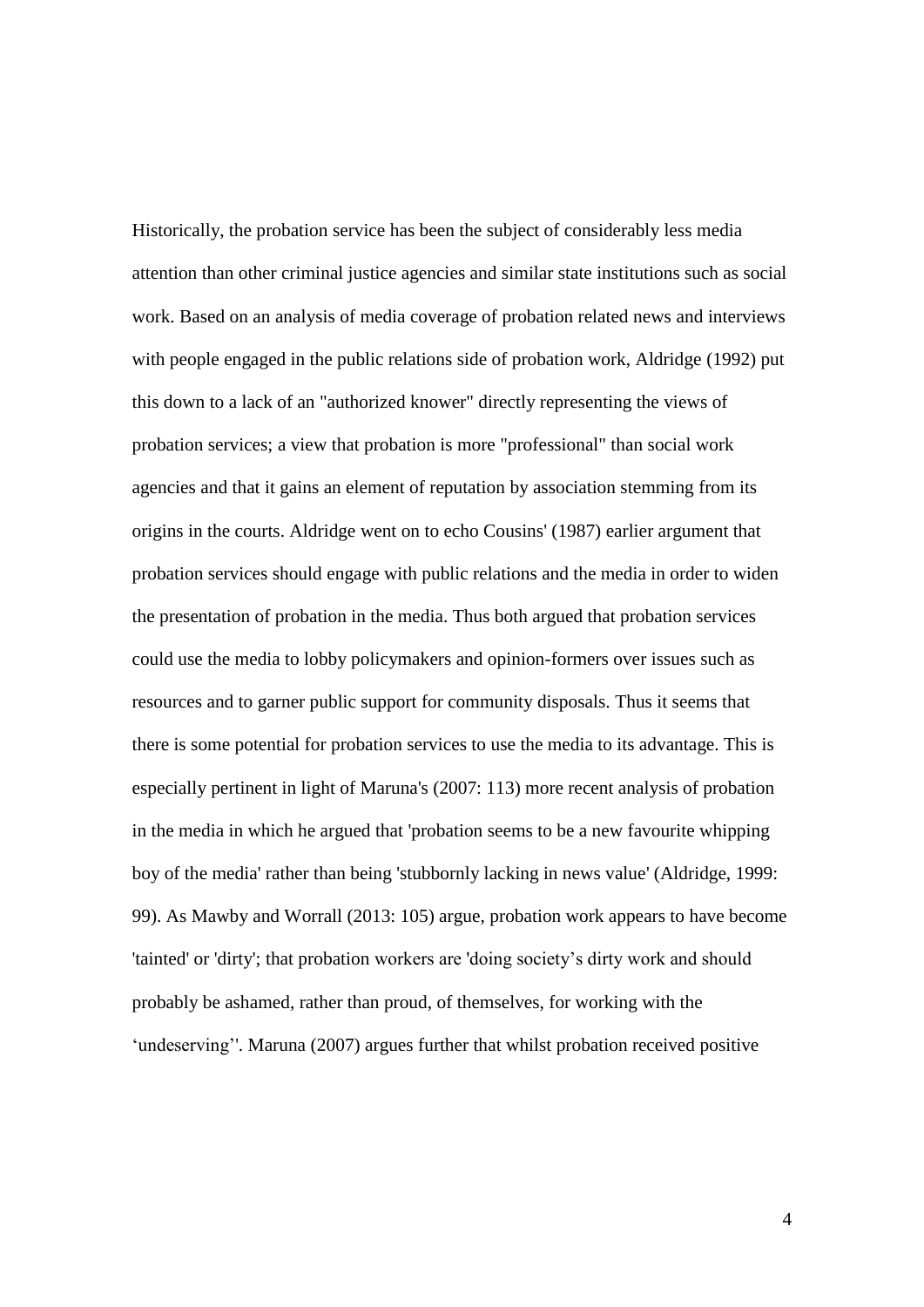Historically, the probation service has been the subject of considerably less media attention than other criminal justice agencies and similar state institutions such as social work. Based on an analysis of media coverage of probation related news and interviews with people engaged in the public relations side of probation work, Aldridge (1992) put this down to a lack of an "authorized knower" directly representing the views of probation services; a view that probation is more "professional" than social work agencies and that it gains an element of reputation by association stemming from its origins in the courts. Aldridge went on to echo Cousins' (1987) earlier argument that probation services should engage with public relations and the media in order to widen the presentation of probation in the media. Thus both argued that probation services could use the media to lobby policymakers and opinion-formers over issues such as resources and to garner public support for community disposals. Thus it seems that there is some potential for probation services to use the media to its advantage. This is especially pertinent in light of Maruna's (2007: 113) more recent analysis of probation in the media in which he argued that 'probation seems to be a new favourite whipping boy of the media' rather than being 'stubbornly lacking in news value' (Aldridge, 1999: 99). As Mawby and Worrall (2013: 105) argue, probation work appears to have become 'tainted' or 'dirty'; that probation workers are 'doing society's dirty work and should probably be ashamed, rather than proud, of themselves, for working with the 'undeserving''. Maruna (2007) argues further that whilst probation received positive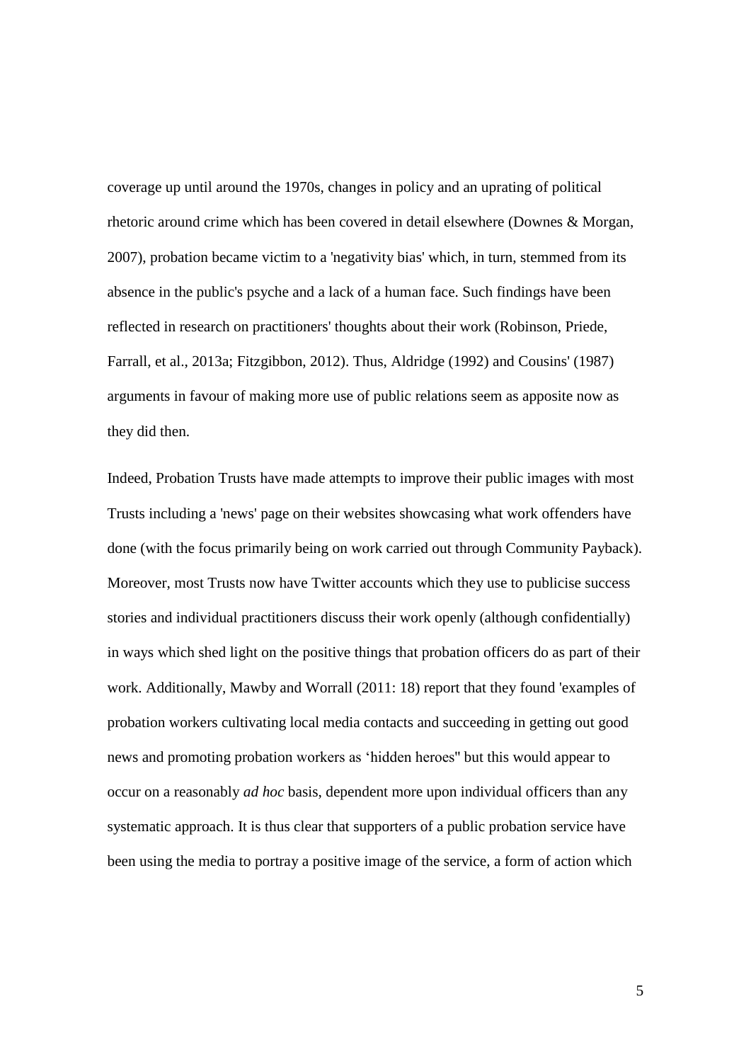coverage up until around the 1970s, changes in policy and an uprating of political rhetoric around crime which has been covered in detail elsewhere (Downes & Morgan, 2007), probation became victim to a 'negativity bias' which, in turn, stemmed from its absence in the public's psyche and a lack of a human face. Such findings have been reflected in research on practitioners' thoughts about their work (Robinson, Priede, Farrall, et al., 2013a; Fitzgibbon, 2012). Thus, Aldridge (1992) and Cousins' (1987) arguments in favour of making more use of public relations seem as apposite now as they did then.

Indeed, Probation Trusts have made attempts to improve their public images with most Trusts including a 'news' page on their websites showcasing what work offenders have done (with the focus primarily being on work carried out through Community Payback). Moreover, most Trusts now have Twitter accounts which they use to publicise success stories and individual practitioners discuss their work openly (although confidentially) in ways which shed light on the positive things that probation officers do as part of their work. Additionally, Mawby and Worrall (2011: 18) report that they found 'examples of probation workers cultivating local media contacts and succeeding in getting out good news and promoting probation workers as 'hidden heroes'' but this would appear to occur on a reasonably *ad hoc* basis, dependent more upon individual officers than any systematic approach. It is thus clear that supporters of a public probation service have been using the media to portray a positive image of the service, a form of action which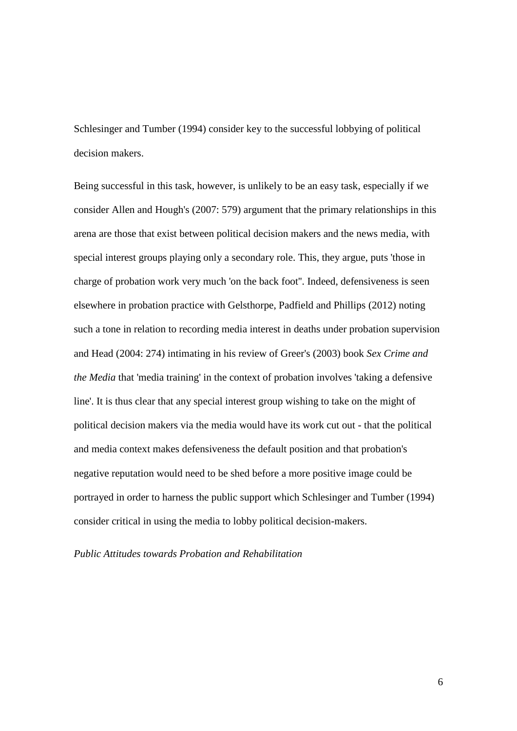Schlesinger and Tumber (1994) consider key to the successful lobbying of political decision makers.

Being successful in this task, however, is unlikely to be an easy task, especially if we consider Allen and Hough's (2007: 579) argument that the primary relationships in this arena are those that exist between political decision makers and the news media, with special interest groups playing only a secondary role. This, they argue, puts 'those in charge of probation work very much 'on the back foot''. Indeed, defensiveness is seen elsewhere in probation practice with Gelsthorpe, Padfield and Phillips (2012) noting such a tone in relation to recording media interest in deaths under probation supervision and Head (2004: 274) intimating in his review of Greer's (2003) book *Sex Crime and the Media* that 'media training' in the context of probation involves 'taking a defensive line'. It is thus clear that any special interest group wishing to take on the might of political decision makers via the media would have its work cut out - that the political and media context makes defensiveness the default position and that probation's negative reputation would need to be shed before a more positive image could be portrayed in order to harness the public support which Schlesinger and Tumber (1994) consider critical in using the media to lobby political decision-makers.

*Public Attitudes towards Probation and Rehabilitation*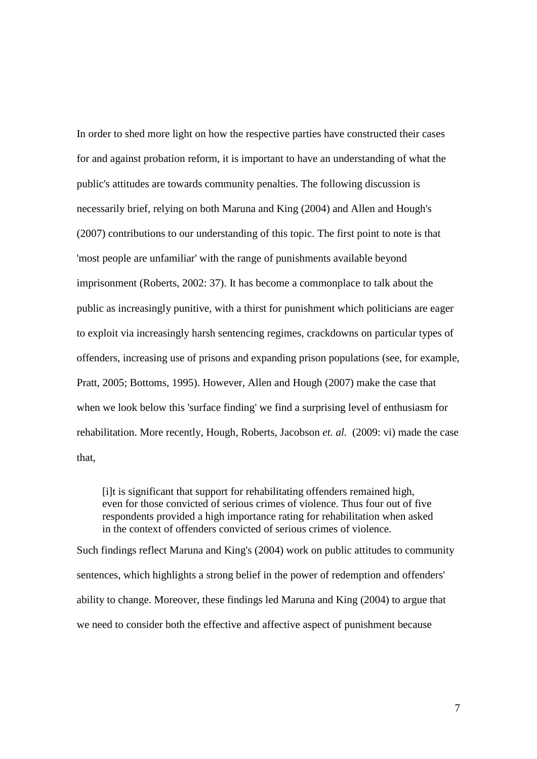In order to shed more light on how the respective parties have constructed their cases for and against probation reform, it is important to have an understanding of what the public's attitudes are towards community penalties. The following discussion is necessarily brief, relying on both Maruna and King (2004) and Allen and Hough's (2007) contributions to our understanding of this topic. The first point to note is that 'most people are unfamiliar' with the range of punishments available beyond imprisonment (Roberts, 2002: 37). It has become a commonplace to talk about the public as increasingly punitive, with a thirst for punishment which politicians are eager to exploit via increasingly harsh sentencing regimes, crackdowns on particular types of offenders, increasing use of prisons and expanding prison populations (see, for example, Pratt, 2005; Bottoms, 1995). However, Allen and Hough (2007) make the case that when we look below this 'surface finding' we find a surprising level of enthusiasm for rehabilitation. More recently, Hough, Roberts, Jacobson *et. al.* (2009: vi) made the case that,

> [i]t is significant that support for rehabilitating offenders remained high, even for those convicted of serious crimes of violence. Thus four out of five respondents provided a high importance rating for rehabilitation when asked in the context of offenders convicted of serious crimes of violence.

Such findings reflect Maruna and King's (2004) work on public attitudes to community sentences, which highlights a strong belief in the power of redemption and offenders' ability to change. Moreover, these findings led Maruna and King (2004) to argue that we need to consider both the effective and affective aspect of punishment because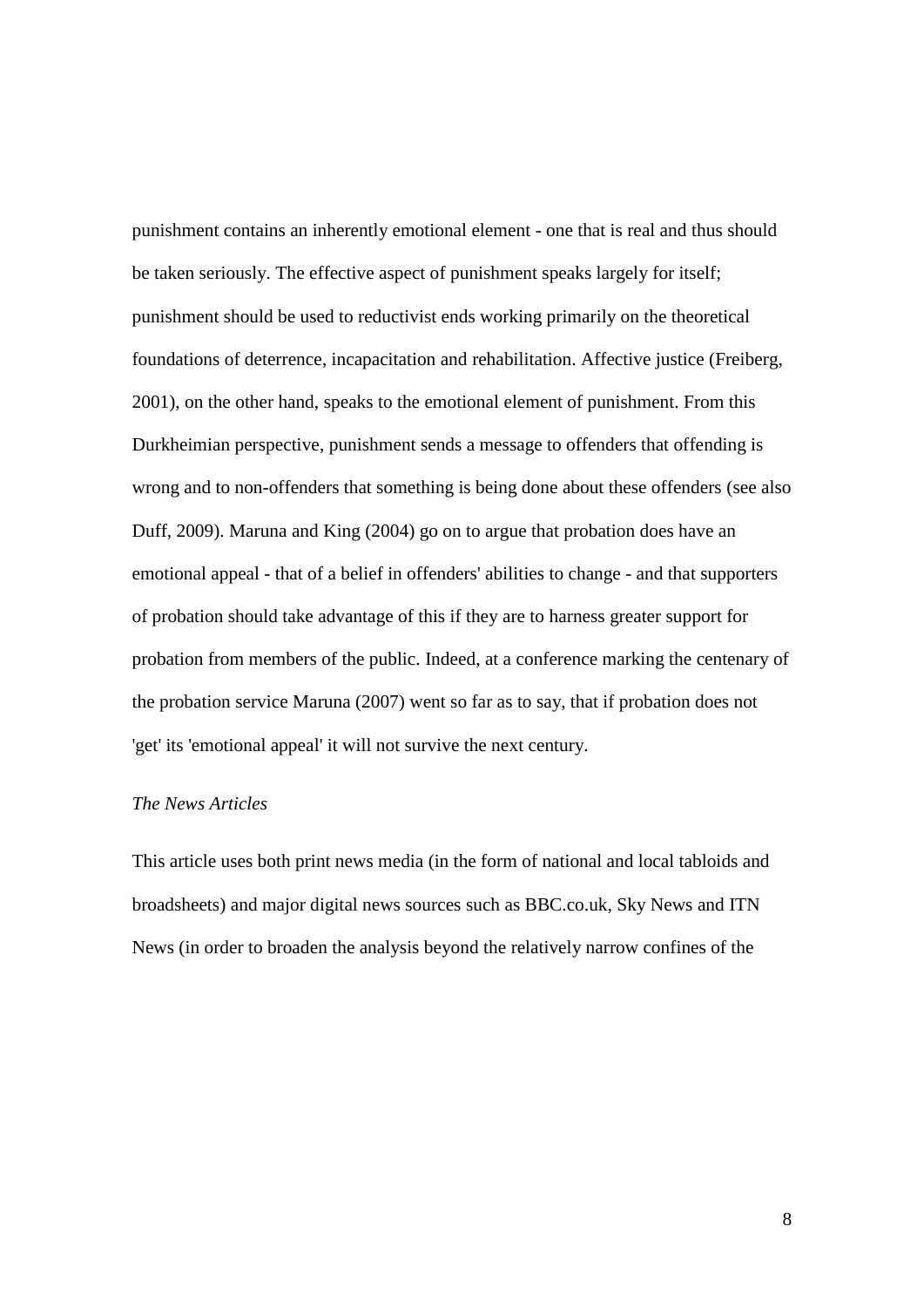punishment contains an inherently emotional element - one that is real and thus should be taken seriously. The effective aspect of punishment speaks largely for itself; punishment should be used to reductivist ends working primarily on the theoretical foundations of deterrence, incapacitation and rehabilitation. Affective justice (Freiberg, 2001), on the other hand, speaks to the emotional element of punishment. From this Durkheimian perspective, punishment sends a message to offenders that offending is wrong and to non-offenders that something is being done about these offenders (see also Duff, 2009). Maruna and King (2004) go on to argue that probation does have an emotional appeal - that of a belief in offenders' abilities to change - and that supporters of probation should take advantage of this if they are to harness greater support for probation from members of the public. Indeed, at a conference marking the centenary of the probation service Maruna (2007) went so far as to say, that if probation does not 'get' its 'emotional appeal' it will not survive the next century.

*The News Articles*

This article uses both print news media (in the form of national and local tabloids and broadsheets) and major digital news sources such as BBC.co.uk, Sky News and ITN News (in order to broaden the analysis beyond the relatively narrow confines of the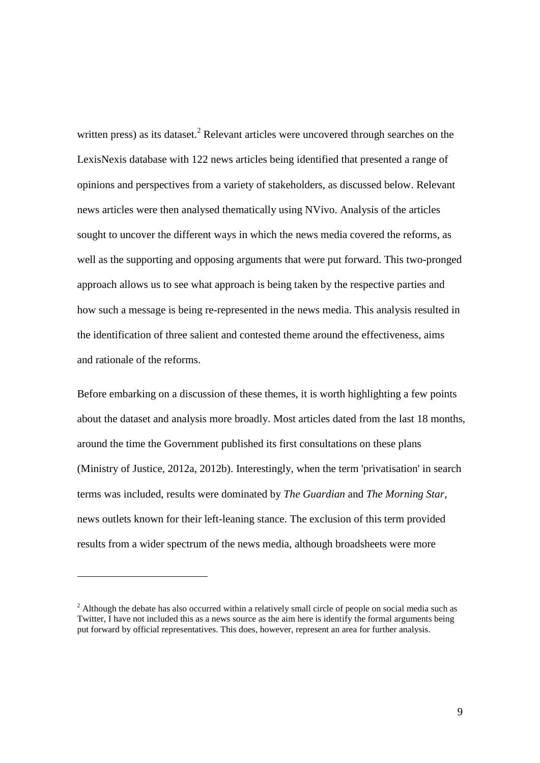written press) as its dataset.[2] Relevant articles were uncovered through searches on the LexisNexis database with 122 news articles being identified that presented a range of opinions and perspectives from a variety of stakeholders, as discussed below. Relevant news articles were then analysed thematically using NVivo. Analysis of the articles sought to uncover the different ways in which the news media covered the reforms, as well as the supporting and opposing arguments that were put forward. This two-pronged approach allows us to see what approach is being taken by the respective parties and how such a message is being re-represented in the news media. This analysis resulted in the identification of three salient and contested theme around the effectiveness, aims and rationale of the reforms.

Before embarking on a discussion of these themes, it is worth highlighting a few points about the dataset and analysis more broadly. Most articles dated from the last 18 months, around the time the Government published its first consultations on these plans (Ministry of Justice, 2012a, 2012b). Interestingly, when the term 'privatisation' in search terms was included, results were dominated by *The Guardian* and *The Morning Star*, news outlets known for their left-leaning stance. The exclusion of this term provided results from a wider spectrum of the news media, although broadsheets were more

---

[2] Although the debate has also occurred within a relatively small circle of people on social media such as Twitter, I have not included this as a news source as the aim here is identify the formal arguments being put forward by official representatives. This does, however, represent an area for further analysis.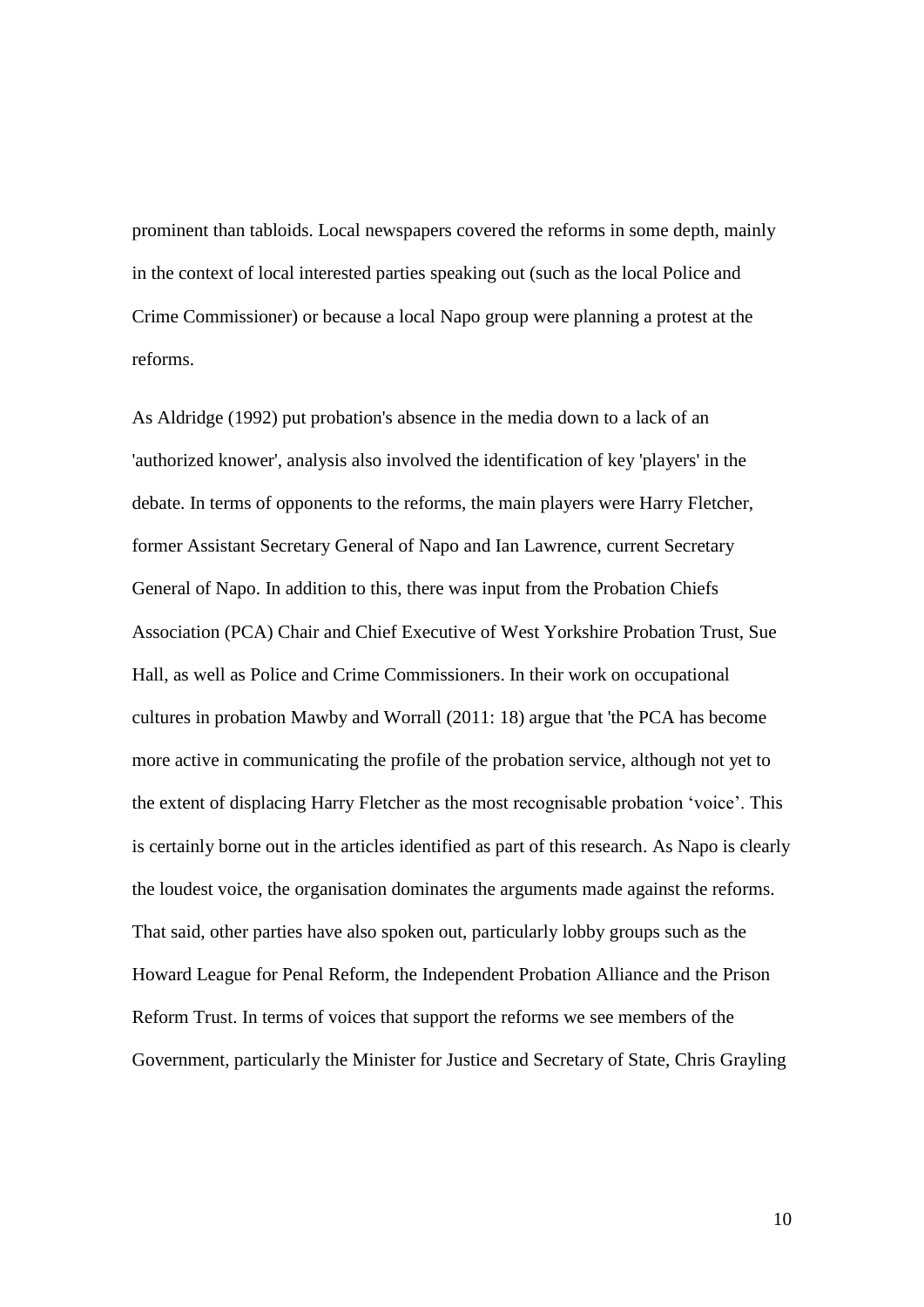prominent than tabloids. Local newspapers covered the reforms in some depth, mainly in the context of local interested parties speaking out (such as the local Police and Crime Commissioner) or because a local Napo group were planning a protest at the reforms.

As Aldridge (1992) put probation's absence in the media down to a lack of an 'authorized knower', analysis also involved the identification of key 'players' in the debate. In terms of opponents to the reforms, the main players were Harry Fletcher, former Assistant Secretary General of Napo and Ian Lawrence, current Secretary General of Napo. In addition to this, there was input from the Probation Chiefs Association (PCA) Chair and Chief Executive of West Yorkshire Probation Trust, Sue Hall, as well as Police and Crime Commissioners. In their work on occupational cultures in probation Mawby and Worrall (2011: 18) argue that 'the PCA has become more active in communicating the profile of the probation service, although not yet to the extent of displacing Harry Fletcher as the most recognisable probation 'voice'. This is certainly borne out in the articles identified as part of this research. As Napo is clearly the loudest voice, the organisation dominates the arguments made against the reforms. That said, other parties have also spoken out, particularly lobby groups such as the Howard League for Penal Reform, the Independent Probation Alliance and the Prison Reform Trust. In terms of voices that support the reforms we see members of the Government, particularly the Minister for Justice and Secretary of State, Chris Grayling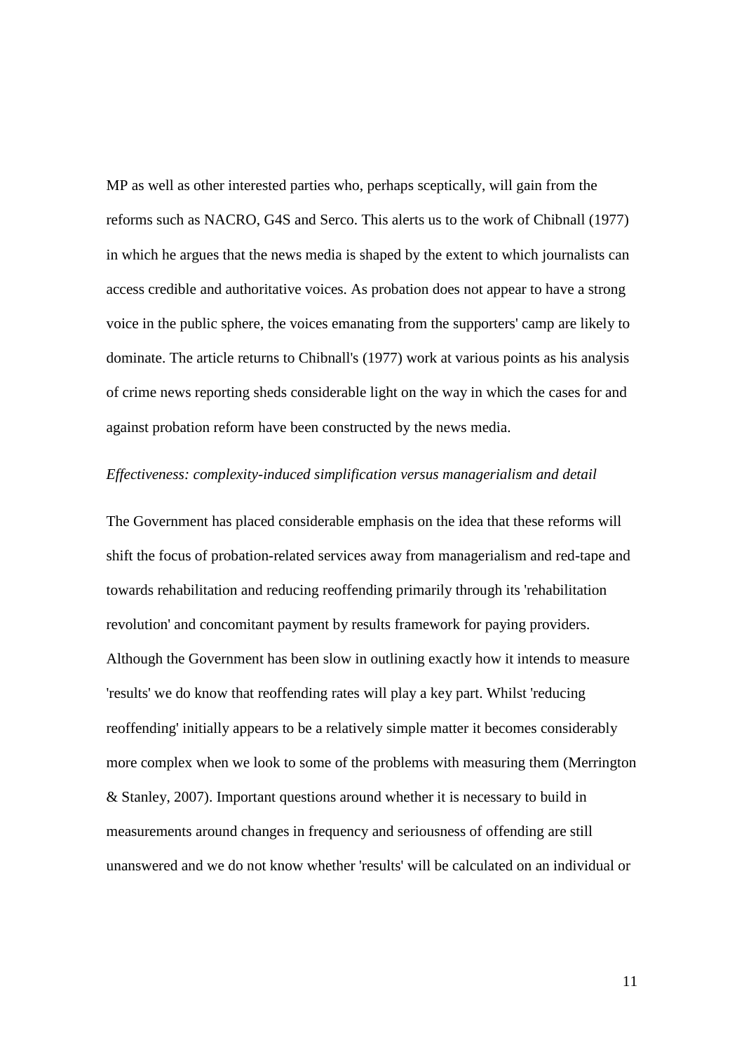MP as well as other interested parties who, perhaps sceptically, will gain from the reforms such as NACRO, G4S and Serco. This alerts us to the work of Chibnall (1977) in which he argues that the news media is shaped by the extent to which journalists can access credible and authoritative voices. As probation does not appear to have a strong voice in the public sphere, the voices emanating from the supporters' camp are likely to dominate. The article returns to Chibnall's (1977) work at various points as his analysis of crime news reporting sheds considerable light on the way in which the cases for and against probation reform have been constructed by the news media.

*Effectiveness: complexity-induced simplification versus managerialism and detail*

The Government has placed considerable emphasis on the idea that these reforms will shift the focus of probation-related services away from managerialism and red-tape and towards rehabilitation and reducing reoffending primarily through its 'rehabilitation revolution' and concomitant payment by results framework for paying providers. Although the Government has been slow in outlining exactly how it intends to measure 'results' we do know that reoffending rates will play a key part. Whilst 'reducing reoffending' initially appears to be a relatively simple matter it becomes considerably more complex when we look to some of the problems with measuring them (Merrington & Stanley, 2007). Important questions around whether it is necessary to build in measurements around changes in frequency and seriousness of offending are still unanswered and we do not know whether 'results' will be calculated on an individual or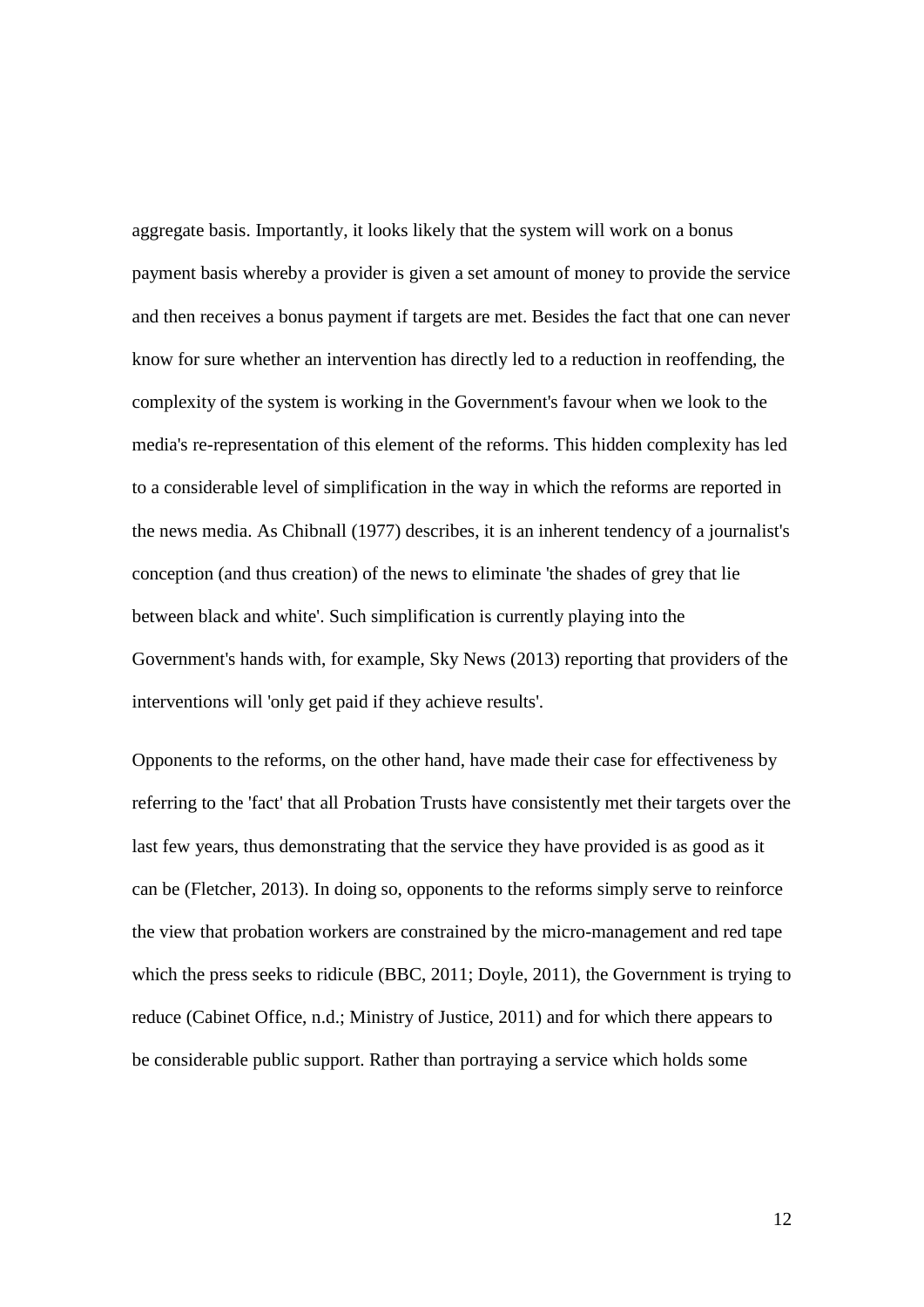aggregate basis. Importantly, it looks likely that the system will work on a bonus payment basis whereby a provider is given a set amount of money to provide the service and then receives a bonus payment if targets are met. Besides the fact that one can never know for sure whether an intervention has directly led to a reduction in reoffending, the complexity of the system is working in the Government's favour when we look to the media's re-representation of this element of the reforms. This hidden complexity has led to a considerable level of simplification in the way in which the reforms are reported in the news media. As Chibnall (1977) describes, it is an inherent tendency of a journalist's conception (and thus creation) of the news to eliminate 'the shades of grey that lie between black and white'. Such simplification is currently playing into the Government's hands with, for example, Sky News (2013) reporting that providers of the interventions will 'only get paid if they achieve results'.

Opponents to the reforms, on the other hand, have made their case for effectiveness by referring to the 'fact' that all Probation Trusts have consistently met their targets over the last few years, thus demonstrating that the service they have provided is as good as it can be (Fletcher, 2013). In doing so, opponents to the reforms simply serve to reinforce the view that probation workers are constrained by the micro-management and red tape which the press seeks to ridicule (BBC, 2011; Doyle, 2011), the Government is trying to reduce (Cabinet Office, n.d.; Ministry of Justice, 2011) and for which there appears to be considerable public support. Rather than portraying a service which holds some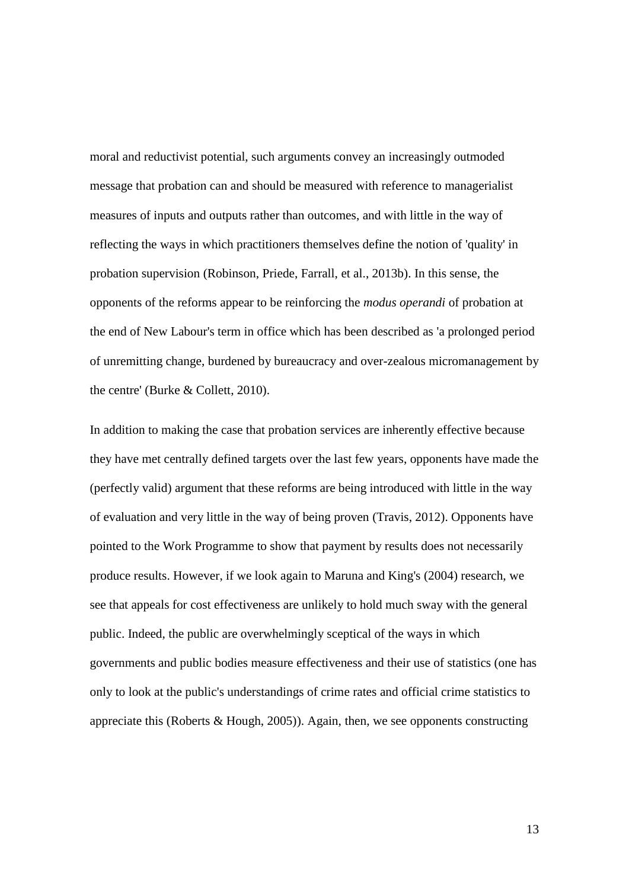moral and reductivist potential, such arguments convey an increasingly outmoded message that probation can and should be measured with reference to managerialist measures of inputs and outputs rather than outcomes, and with little in the way of reflecting the ways in which practitioners themselves define the notion of 'quality' in probation supervision (Robinson, Priede, Farrall, et al., 2013b). In this sense, the opponents of the reforms appear to be reinforcing the *modus operandi* of probation at the end of New Labour's term in office which has been described as 'a prolonged period of unremitting change, burdened by bureaucracy and over-zealous micromanagement by the centre' (Burke & Collett, 2010).

In addition to making the case that probation services are inherently effective because they have met centrally defined targets over the last few years, opponents have made the (perfectly valid) argument that these reforms are being introduced with little in the way of evaluation and very little in the way of being proven (Travis, 2012). Opponents have pointed to the Work Programme to show that payment by results does not necessarily produce results. However, if we look again to Maruna and King's (2004) research, we see that appeals for cost effectiveness are unlikely to hold much sway with the general public. Indeed, the public are overwhelmingly sceptical of the ways in which governments and public bodies measure effectiveness and their use of statistics (one has only to look at the public's understandings of crime rates and official crime statistics to appreciate this (Roberts & Hough, 2005)). Again, then, we see opponents constructing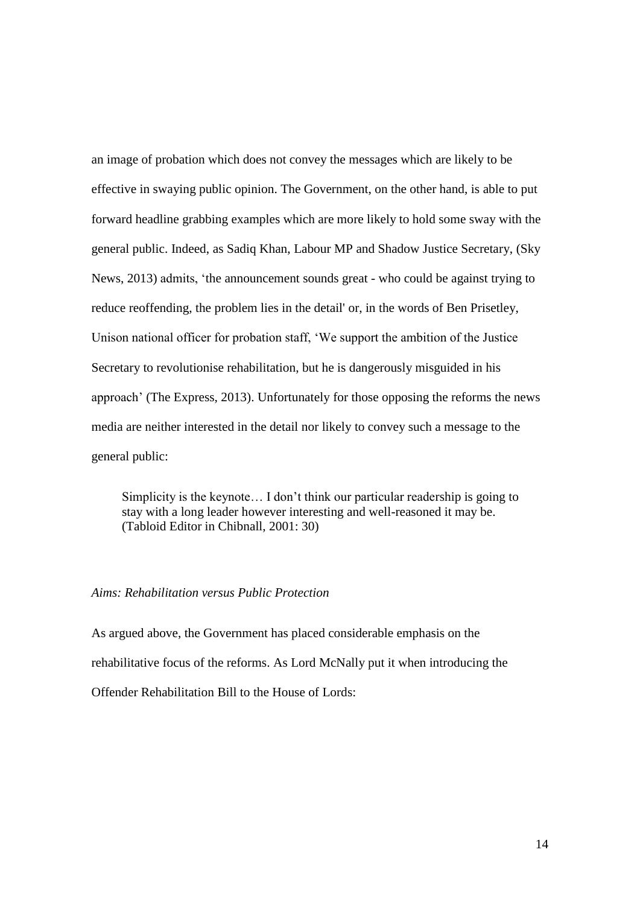an image of probation which does not convey the messages which are likely to be effective in swaying public opinion. The Government, on the other hand, is able to put forward headline grabbing examples which are more likely to hold some sway with the general public. Indeed, as Sadiq Khan, Labour MP and Shadow Justice Secretary, (Sky News, 2013) admits, 'the announcement sounds great - who could be against trying to reduce reoffending, the problem lies in the detail' or, in the words of Ben Prisetley, Unison national officer for probation staff, 'We support the ambition of the Justice Secretary to revolutionise rehabilitation, but he is dangerously misguided in his approach' (The Express, 2013). Unfortunately for those opposing the reforms the news media are neither interested in the detail nor likely to convey such a message to the general public:

> Simplicity is the keynote… I don't think our particular readership is going to stay with a long leader however interesting and well-reasoned it may be. (Tabloid Editor in Chibnall, 2001: 30)

*Aims: Rehabilitation versus Public Protection*

As argued above, the Government has placed considerable emphasis on the rehabilitative focus of the reforms. As Lord McNally put it when introducing the Offender Rehabilitation Bill to the House of Lords: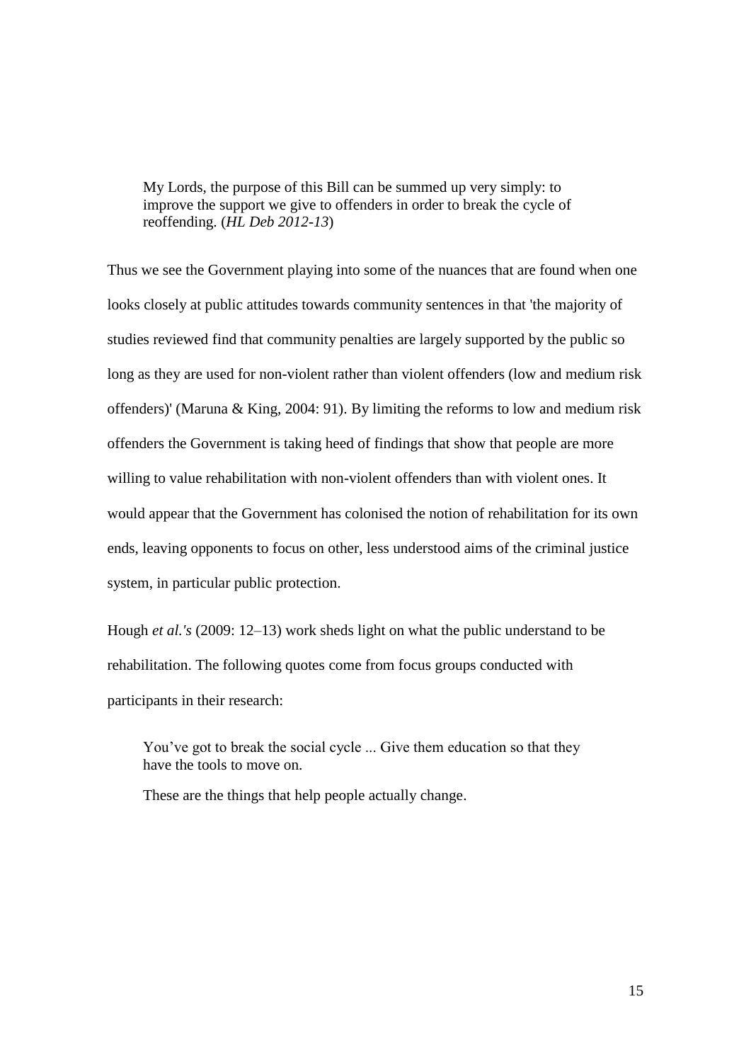> My Lords, the purpose of this Bill can be summed up very simply: to improve the support we give to offenders in order to break the cycle of reoffending. (*HL Deb 2012-13*)

Thus we see the Government playing into some of the nuances that are found when one looks closely at public attitudes towards community sentences in that 'the majority of studies reviewed find that community penalties are largely supported by the public so long as they are used for non-violent rather than violent offenders (low and medium risk offenders)' (Maruna & King, 2004: 91). By limiting the reforms to low and medium risk offenders the Government is taking heed of findings that show that people are more willing to value rehabilitation with non-violent offenders than with violent ones. It would appear that the Government has colonised the notion of rehabilitation for its own ends, leaving opponents to focus on other, less understood aims of the criminal justice system, in particular public protection.

Hough *et al.'s* (2009: 12–13) work sheds light on what the public understand to be rehabilitation. The following quotes come from focus groups conducted with participants in their research:

> You've got to break the social cycle ... Give them education so that they have the tools to move on.
>
> These are the things that help people actually change.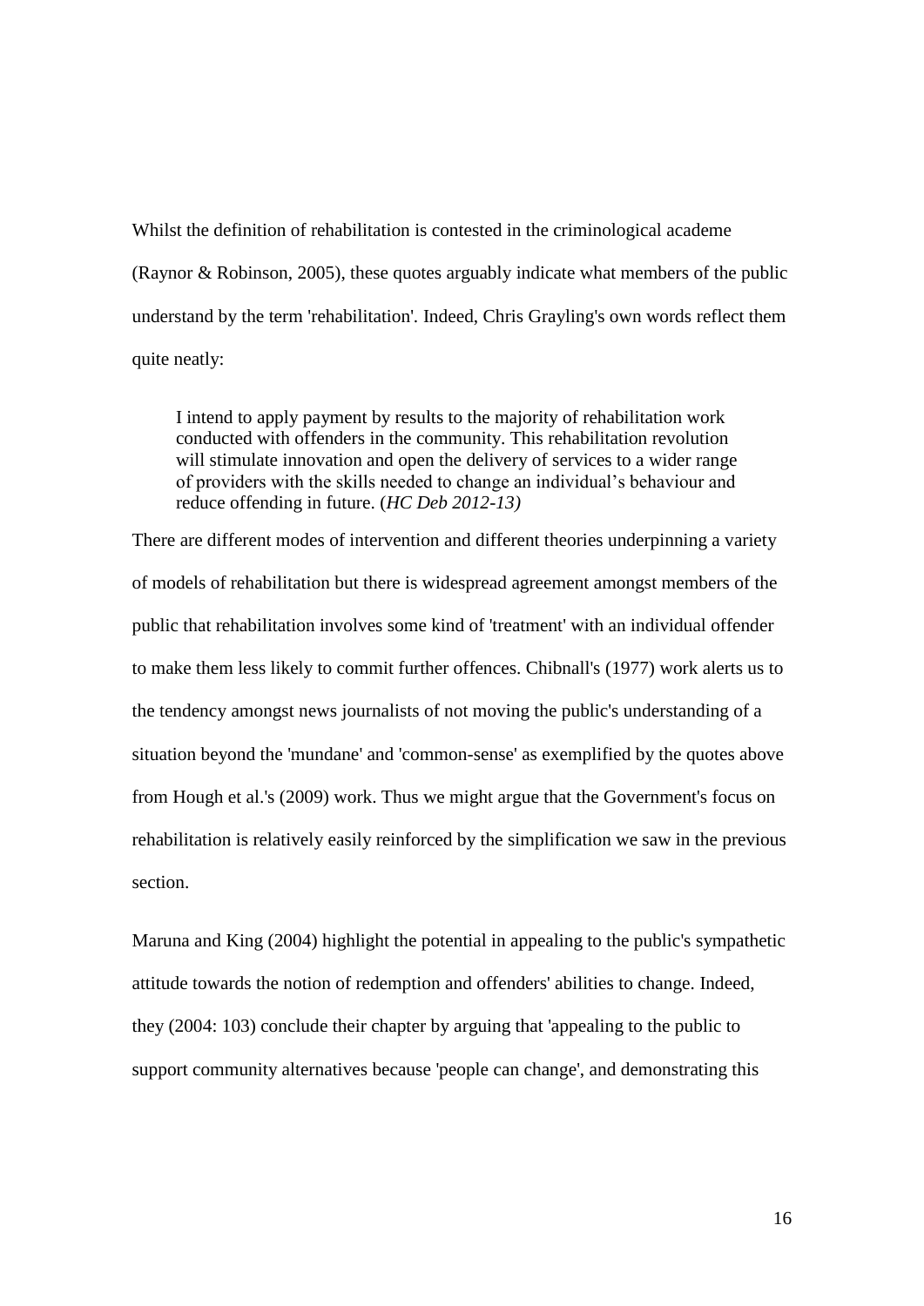Whilst the definition of rehabilitation is contested in the criminological academe (Raynor & Robinson, 2005), these quotes arguably indicate what members of the public understand by the term 'rehabilitation'. Indeed, Chris Grayling's own words reflect them quite neatly:

> I intend to apply payment by results to the majority of rehabilitation work conducted with offenders in the community. This rehabilitation revolution will stimulate innovation and open the delivery of services to a wider range of providers with the skills needed to change an individual's behaviour and reduce offending in future. (*HC Deb 2012-13)*

There are different modes of intervention and different theories underpinning a variety of models of rehabilitation but there is widespread agreement amongst members of the public that rehabilitation involves some kind of 'treatment' with an individual offender to make them less likely to commit further offences. Chibnall's (1977) work alerts us to the tendency amongst news journalists of not moving the public's understanding of a situation beyond the 'mundane' and 'common-sense' as exemplified by the quotes above from Hough et al.'s (2009) work. Thus we might argue that the Government's focus on rehabilitation is relatively easily reinforced by the simplification we saw in the previous section.

Maruna and King (2004) highlight the potential in appealing to the public's sympathetic attitude towards the notion of redemption and offenders' abilities to change. Indeed, they (2004: 103) conclude their chapter by arguing that 'appealing to the public to support community alternatives because 'people can change', and demonstrating this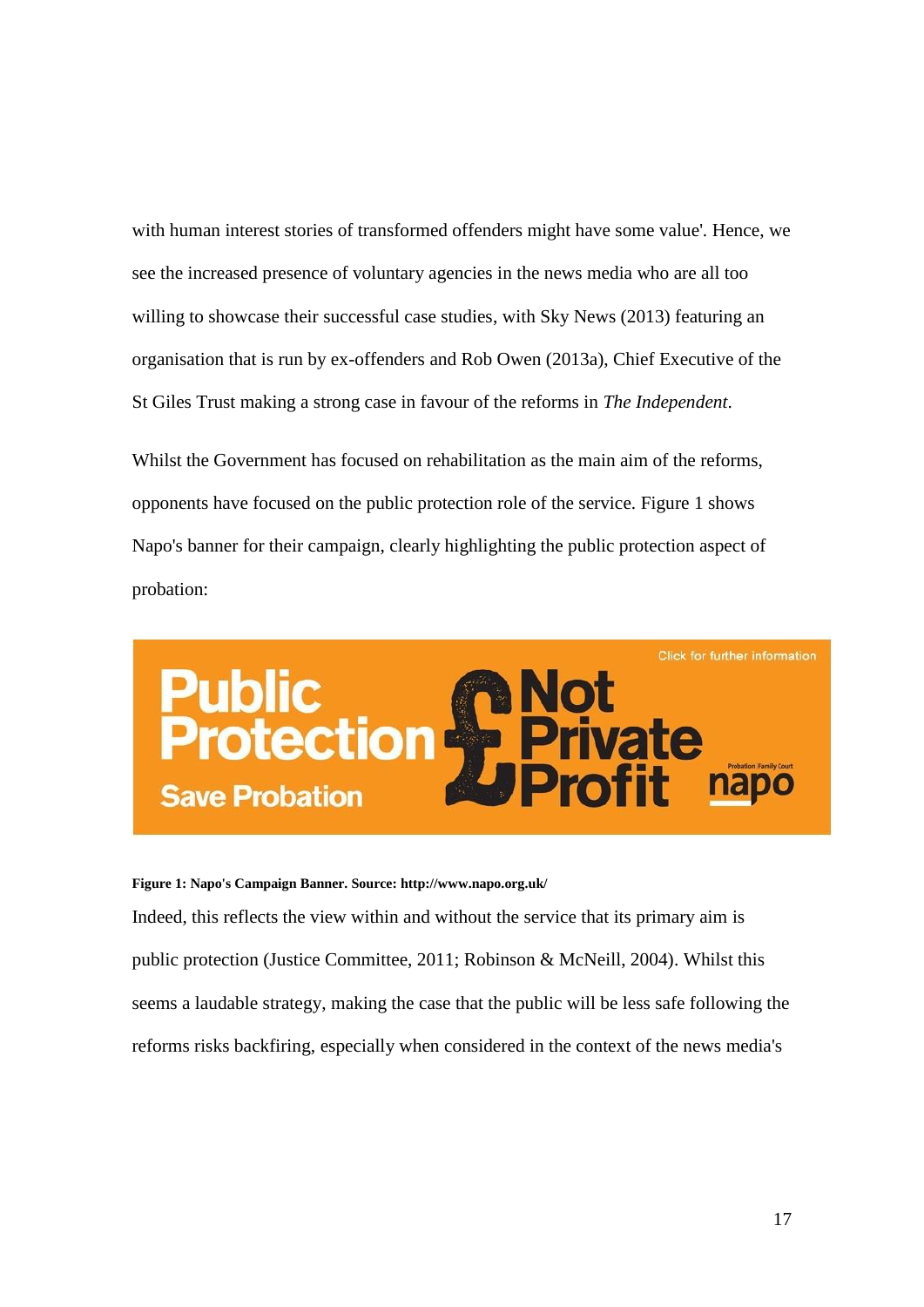with human interest stories of transformed offenders might have some value'. Hence, we see the increased presence of voluntary agencies in the news media who are all too willing to showcase their successful case studies, with Sky News (2013) featuring an organisation that is run by ex-offenders and Rob Owen (2013a), Chief Executive of the St Giles Trust making a strong case in favour of the reforms in *The Independent*.

Whilst the Government has focused on rehabilitation as the main aim of the reforms, opponents have focused on the public protection role of the service. Figure 1 shows Napo's banner for their campaign, clearly highlighting the public protection aspect of probation:

**Figure 1: Napo's Campaign Banner. Source: http://www.napo.org.uk/**

Indeed, this reflects the view within and without the service that its primary aim is public protection (Justice Committee, 2011; Robinson & McNeill, 2004). Whilst this seems a laudable strategy, making the case that the public will be less safe following the reforms risks backfiring, especially when considered in the context of the news media's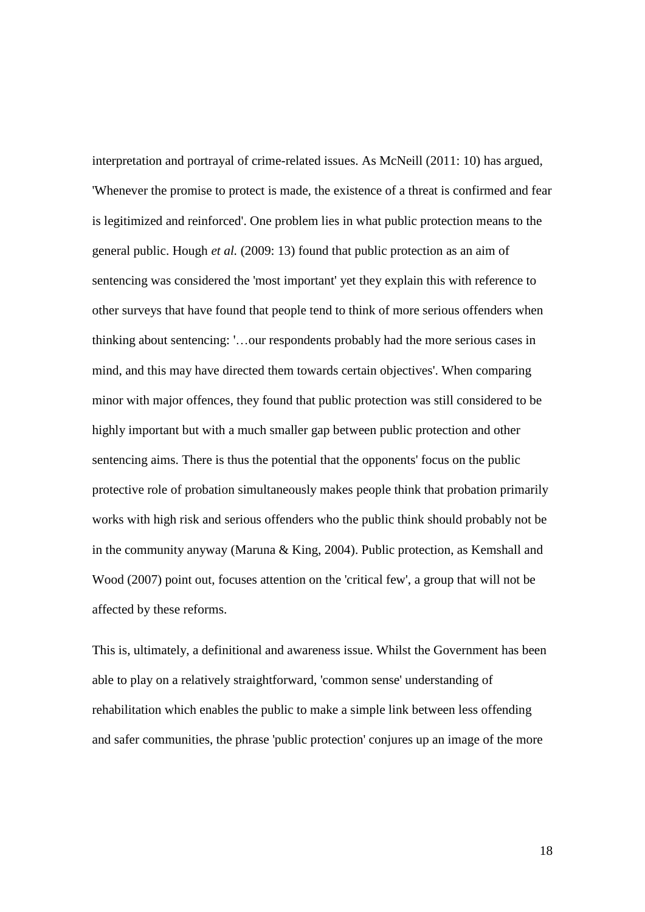interpretation and portrayal of crime-related issues. As McNeill (2011: 10) has argued, 'Whenever the promise to protect is made, the existence of a threat is confirmed and fear is legitimized and reinforced'. One problem lies in what public protection means to the general public. Hough *et al.* (2009: 13) found that public protection as an aim of sentencing was considered the 'most important' yet they explain this with reference to other surveys that have found that people tend to think of more serious offenders when thinking about sentencing: '…our respondents probably had the more serious cases in mind, and this may have directed them towards certain objectives'. When comparing minor with major offences, they found that public protection was still considered to be highly important but with a much smaller gap between public protection and other sentencing aims. There is thus the potential that the opponents' focus on the public protective role of probation simultaneously makes people think that probation primarily works with high risk and serious offenders who the public think should probably not be in the community anyway (Maruna & King, 2004). Public protection, as Kemshall and Wood (2007) point out, focuses attention on the 'critical few', a group that will not be affected by these reforms.

This is, ultimately, a definitional and awareness issue. Whilst the Government has been able to play on a relatively straightforward, 'common sense' understanding of rehabilitation which enables the public to make a simple link between less offending and safer communities, the phrase 'public protection' conjures up an image of the more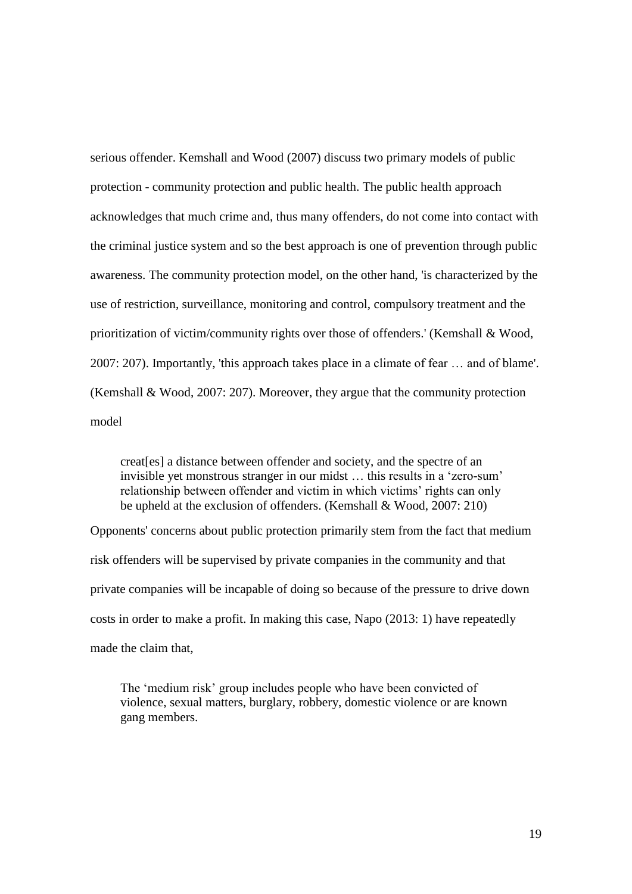serious offender. Kemshall and Wood (2007) discuss two primary models of public protection - community protection and public health. The public health approach acknowledges that much crime and, thus many offenders, do not come into contact with the criminal justice system and so the best approach is one of prevention through public awareness. The community protection model, on the other hand, 'is characterized by the use of restriction, surveillance, monitoring and control, compulsory treatment and the prioritization of victim/community rights over those of offenders.' (Kemshall & Wood, 2007: 207). Importantly, 'this approach takes place in a climate of fear … and of blame'. (Kemshall & Wood, 2007: 207). Moreover, they argue that the community protection model

> creat[es] a distance between offender and society, and the spectre of an invisible yet monstrous stranger in our midst … this results in a 'zero-sum' relationship between offender and victim in which victims' rights can only be upheld at the exclusion of offenders. (Kemshall & Wood, 2007: 210)

Opponents' concerns about public protection primarily stem from the fact that medium risk offenders will be supervised by private companies in the community and that private companies will be incapable of doing so because of the pressure to drive down costs in order to make a profit. In making this case, Napo (2013: 1) have repeatedly made the claim that,

> The 'medium risk' group includes people who have been convicted of violence, sexual matters, burglary, robbery, domestic violence or are known gang members.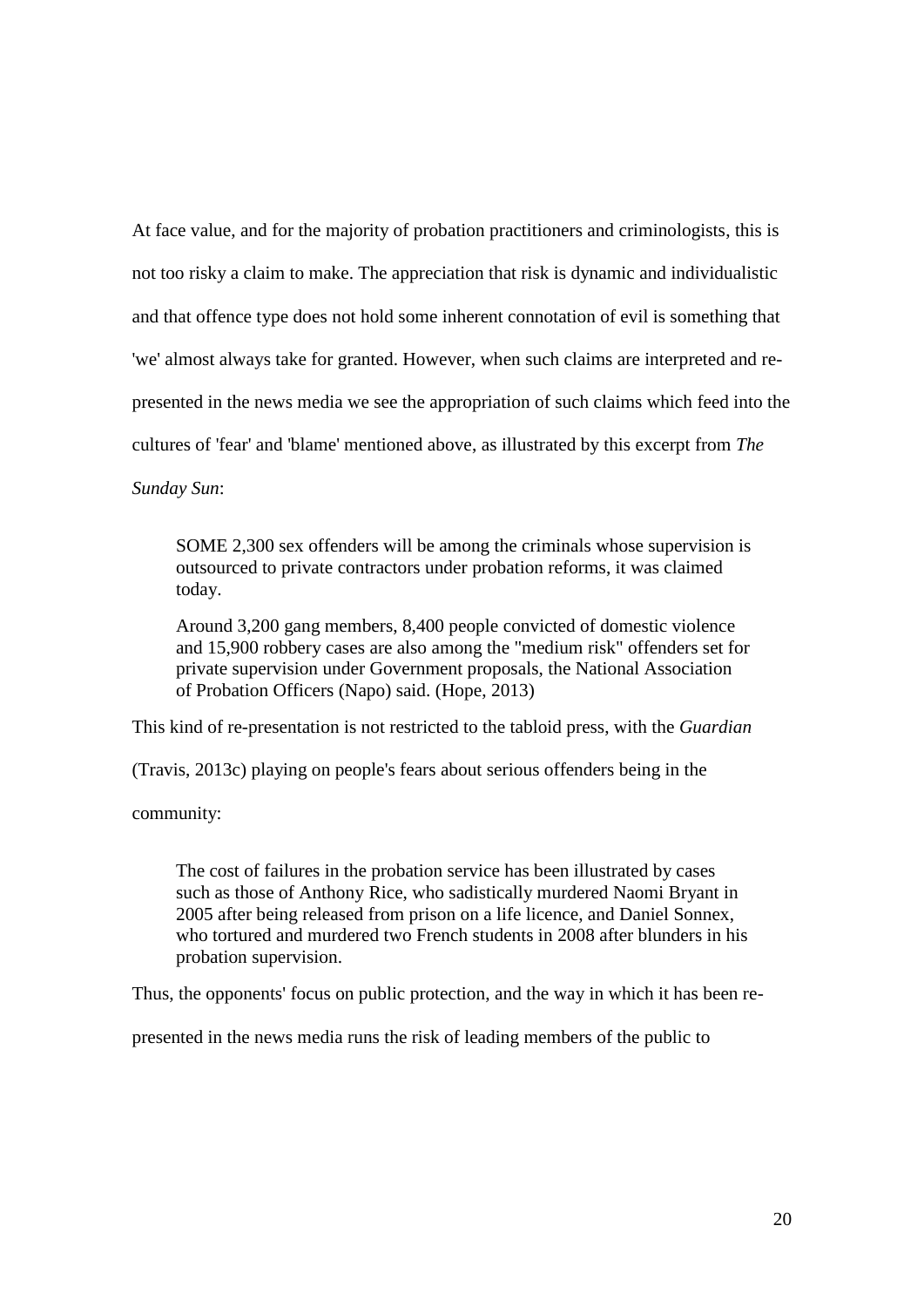At face value, and for the majority of probation practitioners and criminologists, this is not too risky a claim to make. The appreciation that risk is dynamic and individualistic and that offence type does not hold some inherent connotation of evil is something that 'we' almost always take for granted. However, when such claims are interpreted and re-presented in the news media we see the appropriation of such claims which feed into the cultures of 'fear' and 'blame' mentioned above, as illustrated by this excerpt from *The Sunday Sun*:

> SOME 2,300 sex offenders will be among the criminals whose supervision is outsourced to private contractors under probation reforms, it was claimed today.
>
> Around 3,200 gang members, 8,400 people convicted of domestic violence and 15,900 robbery cases are also among the "medium risk" offenders set for private supervision under Government proposals, the National Association of Probation Officers (Napo) said. (Hope, 2013)

This kind of re-presentation is not restricted to the tabloid press, with the *Guardian* (Travis, 2013c) playing on people's fears about serious offenders being in the community:

> The cost of failures in the probation service has been illustrated by cases such as those of Anthony Rice, who sadistically murdered Naomi Bryant in 2005 after being released from prison on a life licence, and Daniel Sonnex, who tortured and murdered two French students in 2008 after blunders in his probation supervision.

Thus, the opponents' focus on public protection, and the way in which it has been re-presented in the news media runs the risk of leading members of the public to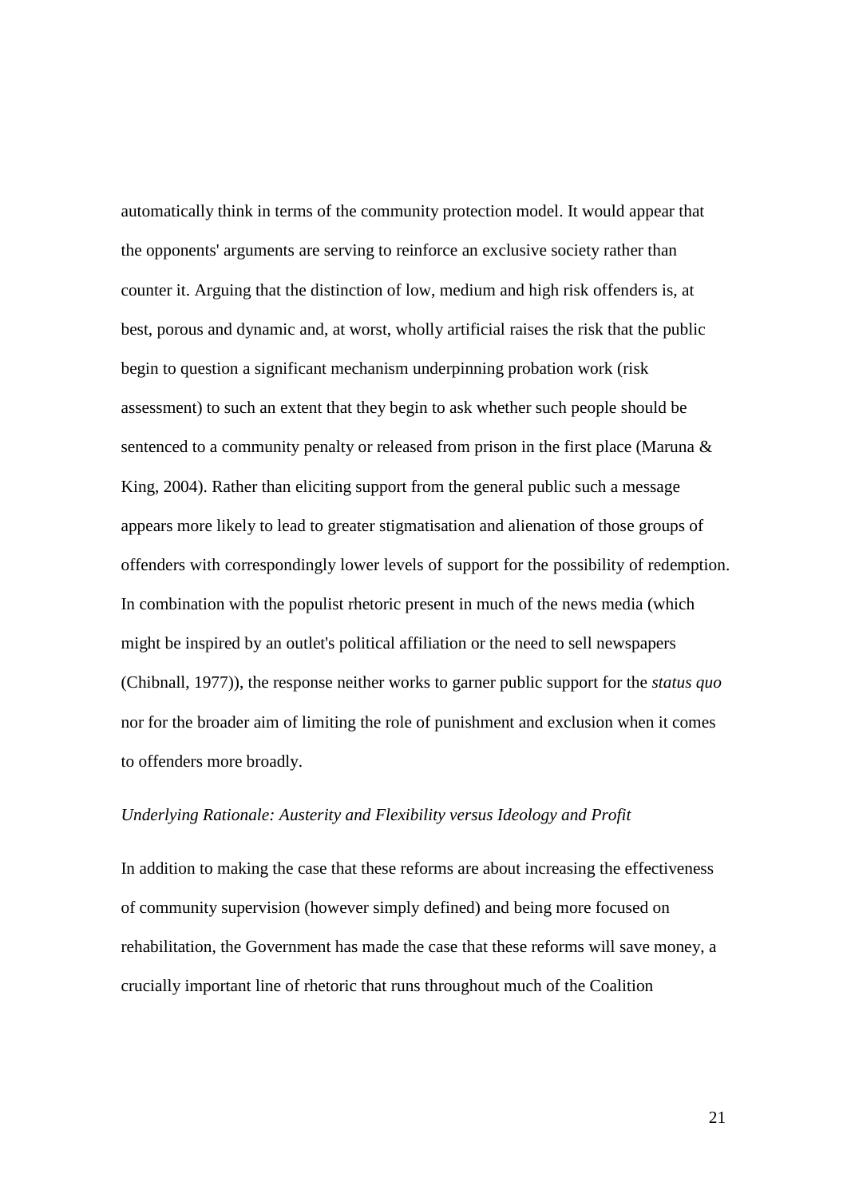automatically think in terms of the community protection model. It would appear that the opponents' arguments are serving to reinforce an exclusive society rather than counter it. Arguing that the distinction of low, medium and high risk offenders is, at best, porous and dynamic and, at worst, wholly artificial raises the risk that the public begin to question a significant mechanism underpinning probation work (risk assessment) to such an extent that they begin to ask whether such people should be sentenced to a community penalty or released from prison in the first place (Maruna & King, 2004). Rather than eliciting support from the general public such a message appears more likely to lead to greater stigmatisation and alienation of those groups of offenders with correspondingly lower levels of support for the possibility of redemption. In combination with the populist rhetoric present in much of the news media (which might be inspired by an outlet's political affiliation or the need to sell newspapers (Chibnall, 1977)), the response neither works to garner public support for the *status quo* nor for the broader aim of limiting the role of punishment and exclusion when it comes to offenders more broadly.

*Underlying Rationale: Austerity and Flexibility versus Ideology and Profit*

In addition to making the case that these reforms are about increasing the effectiveness of community supervision (however simply defined) and being more focused on rehabilitation, the Government has made the case that these reforms will save money, a crucially important line of rhetoric that runs throughout much of the Coalition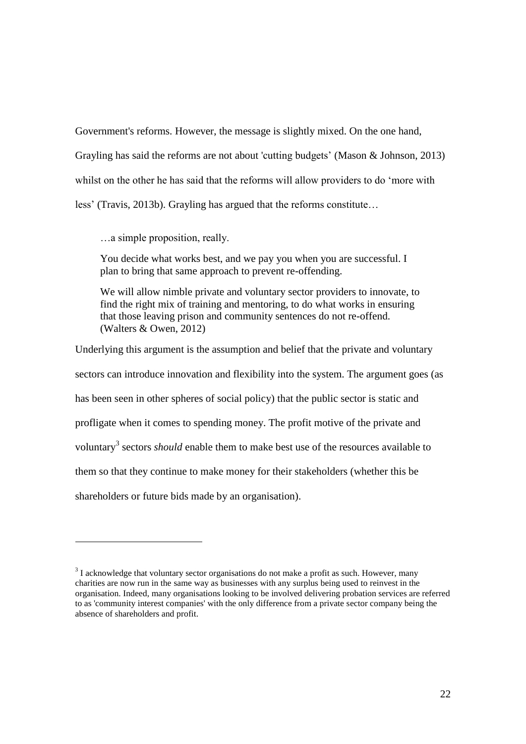Government's reforms. However, the message is slightly mixed. On the one hand, Grayling has said the reforms are not about 'cutting budgets' (Mason & Johnson, 2013) whilst on the other he has said that the reforms will allow providers to do 'more with less' (Travis, 2013b). Grayling has argued that the reforms constitute…

> …a simple proposition, really.
>
> You decide what works best, and we pay you when you are successful. I plan to bring that same approach to prevent re-offending.
>
> We will allow nimble private and voluntary sector providers to innovate, to find the right mix of training and mentoring, to do what works in ensuring that those leaving prison and community sentences do not re-offend. (Walters & Owen, 2012)

Underlying this argument is the assumption and belief that the private and voluntary sectors can introduce innovation and flexibility into the system. The argument goes (as has been seen in other spheres of social policy) that the public sector is static and profligate when it comes to spending money. The profit motive of the private and voluntary[3] sectors *should* enable them to make best use of the resources available to them so that they continue to make money for their stakeholders (whether this be shareholders or future bids made by an organisation).

---

[3] I acknowledge that voluntary sector organisations do not make a profit as such. However, many charities are now run in the same way as businesses with any surplus being used to reinvest in the organisation. Indeed, many organisations looking to be involved delivering probation services are referred to as 'community interest companies' with the only difference from a private sector company being the absence of shareholders and profit.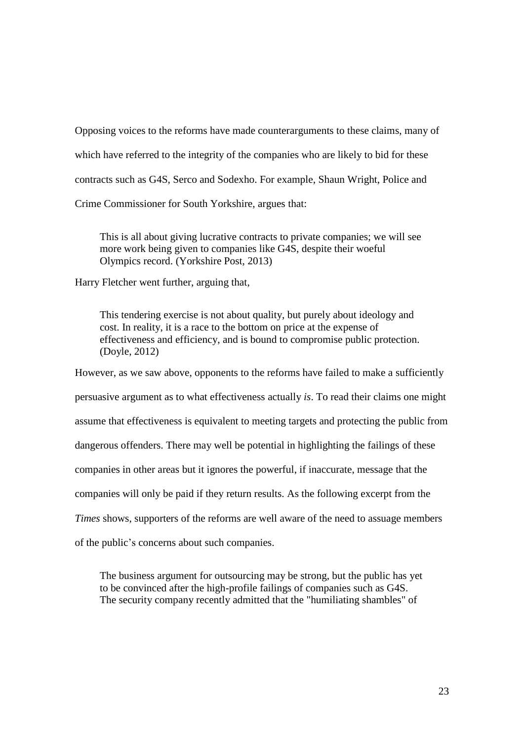Opposing voices to the reforms have made counterarguments to these claims, many of which have referred to the integrity of the companies who are likely to bid for these contracts such as G4S, Serco and Sodexho. For example, Shaun Wright, Police and Crime Commissioner for South Yorkshire, argues that:

> This is all about giving lucrative contracts to private companies; we will see more work being given to companies like G4S, despite their woeful Olympics record. (Yorkshire Post, 2013)

Harry Fletcher went further, arguing that,

> This tendering exercise is not about quality, but purely about ideology and cost. In reality, it is a race to the bottom on price at the expense of effectiveness and efficiency, and is bound to compromise public protection. (Doyle, 2012)

However, as we saw above, opponents to the reforms have failed to make a sufficiently persuasive argument as to what effectiveness actually *is*. To read their claims one might assume that effectiveness is equivalent to meeting targets and protecting the public from dangerous offenders. There may well be potential in highlighting the failings of these companies in other areas but it ignores the powerful, if inaccurate, message that the companies will only be paid if they return results. As the following excerpt from the *Times* shows, supporters of the reforms are well aware of the need to assuage members of the public's concerns about such companies.

> The business argument for outsourcing may be strong, but the public has yet to be convinced after the high-profile failings of companies such as G4S. The security company recently admitted that the "humiliating shambles" of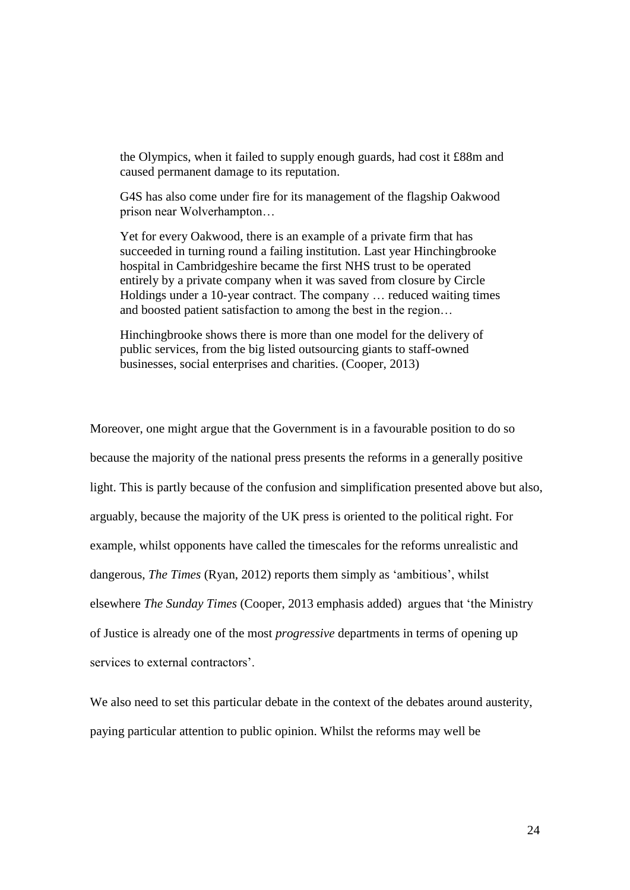> the Olympics, when it failed to supply enough guards, had cost it £88m and caused permanent damage to its reputation.
>
> G4S has also come under fire for its management of the flagship Oakwood prison near Wolverhampton…
>
> Yet for every Oakwood, there is an example of a private firm that has succeeded in turning round a failing institution. Last year Hinchingbrooke hospital in Cambridgeshire became the first NHS trust to be operated entirely by a private company when it was saved from closure by Circle Holdings under a 10-year contract. The company … reduced waiting times and boosted patient satisfaction to among the best in the region…
>
> Hinchingbrooke shows there is more than one model for the delivery of public services, from the big listed outsourcing giants to staff-owned businesses, social enterprises and charities. (Cooper, 2013)

Moreover, one might argue that the Government is in a favourable position to do so because the majority of the national press presents the reforms in a generally positive light. This is partly because of the confusion and simplification presented above but also, arguably, because the majority of the UK press is oriented to the political right. For example, whilst opponents have called the timescales for the reforms unrealistic and dangerous, *The Times* (Ryan, 2012) reports them simply as 'ambitious', whilst elsewhere *The Sunday Times* (Cooper, 2013 emphasis added) argues that 'the Ministry of Justice is already one of the most *progressive* departments in terms of opening up services to external contractors'.

We also need to set this particular debate in the context of the debates around austerity, paying particular attention to public opinion. Whilst the reforms may well be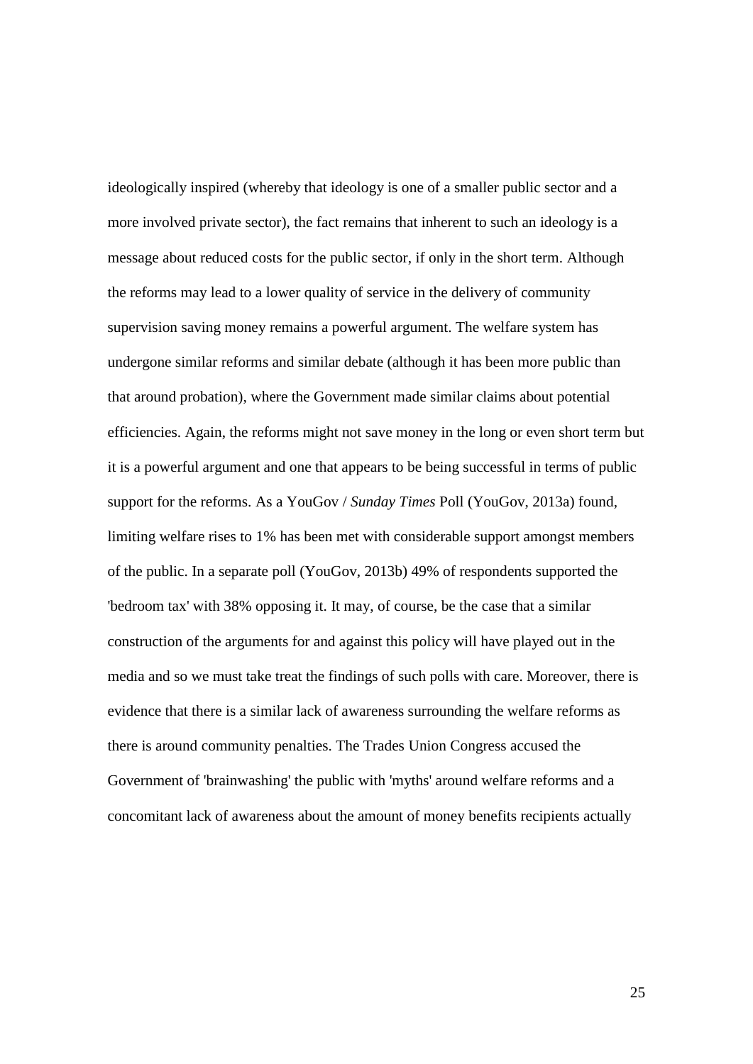ideologically inspired (whereby that ideology is one of a smaller public sector and a more involved private sector), the fact remains that inherent to such an ideology is a message about reduced costs for the public sector, if only in the short term. Although the reforms may lead to a lower quality of service in the delivery of community supervision saving money remains a powerful argument. The welfare system has undergone similar reforms and similar debate (although it has been more public than that around probation), where the Government made similar claims about potential efficiencies. Again, the reforms might not save money in the long or even short term but it is a powerful argument and one that appears to be being successful in terms of public support for the reforms. As a YouGov / *Sunday Times* Poll (YouGov, 2013a) found, limiting welfare rises to 1% has been met with considerable support amongst members of the public. In a separate poll (YouGov, 2013b) 49% of respondents supported the 'bedroom tax' with 38% opposing it. It may, of course, be the case that a similar construction of the arguments for and against this policy will have played out in the media and so we must take treat the findings of such polls with care. Moreover, there is evidence that there is a similar lack of awareness surrounding the welfare reforms as there is around community penalties. The Trades Union Congress accused the Government of 'brainwashing' the public with 'myths' around welfare reforms and a concomitant lack of awareness about the amount of money benefits recipients actually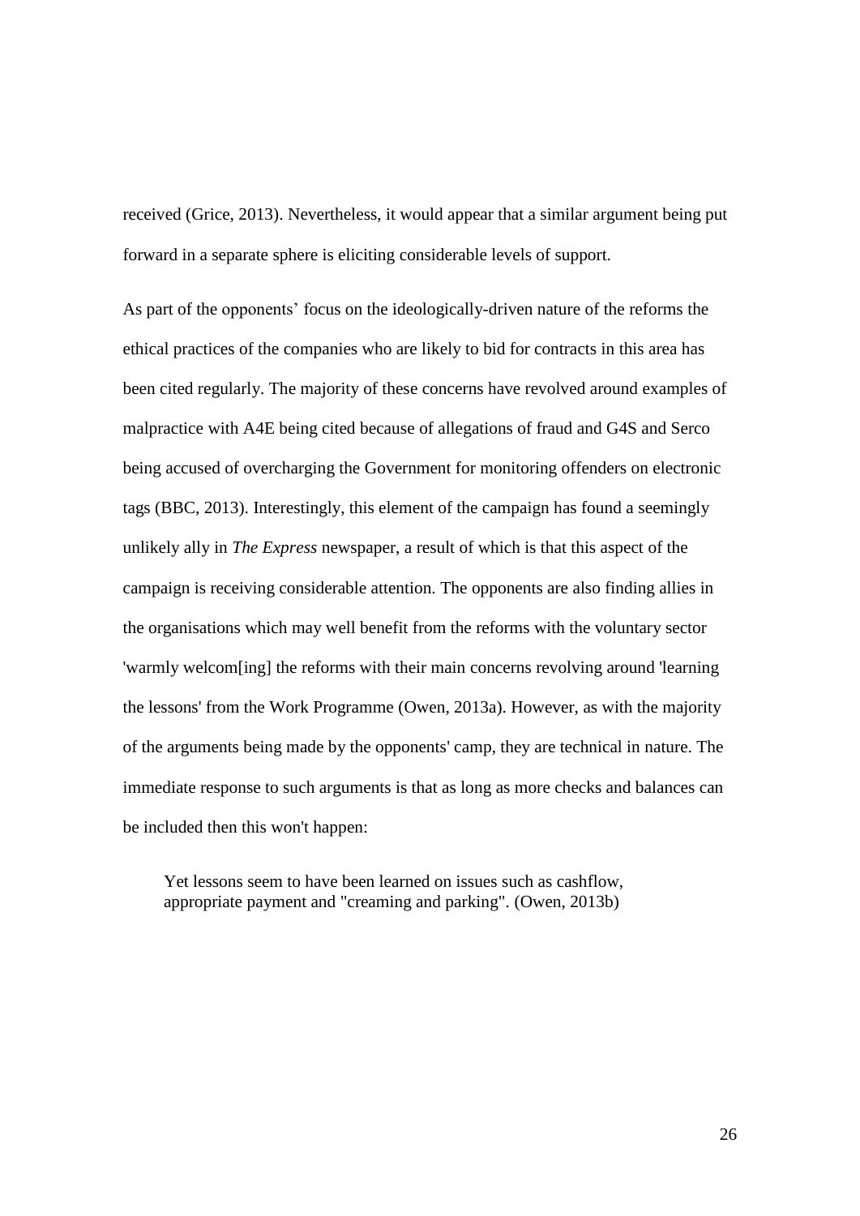received (Grice, 2013). Nevertheless, it would appear that a similar argument being put forward in a separate sphere is eliciting considerable levels of support.

As part of the opponents' focus on the ideologically-driven nature of the reforms the ethical practices of the companies who are likely to bid for contracts in this area has been cited regularly. The majority of these concerns have revolved around examples of malpractice with A4E being cited because of allegations of fraud and G4S and Serco being accused of overcharging the Government for monitoring offenders on electronic tags (BBC, 2013). Interestingly, this element of the campaign has found a seemingly unlikely ally in *The Express* newspaper, a result of which is that this aspect of the campaign is receiving considerable attention. The opponents are also finding allies in the organisations which may well benefit from the reforms with the voluntary sector 'warmly welcom[ing] the reforms with their main concerns revolving around 'learning the lessons' from the Work Programme (Owen, 2013a). However, as with the majority of the arguments being made by the opponents' camp, they are technical in nature. The immediate response to such arguments is that as long as more checks and balances can be included then this won't happen:

> Yet lessons seem to have been learned on issues such as cashflow, appropriate payment and "creaming and parking". (Owen, 2013b)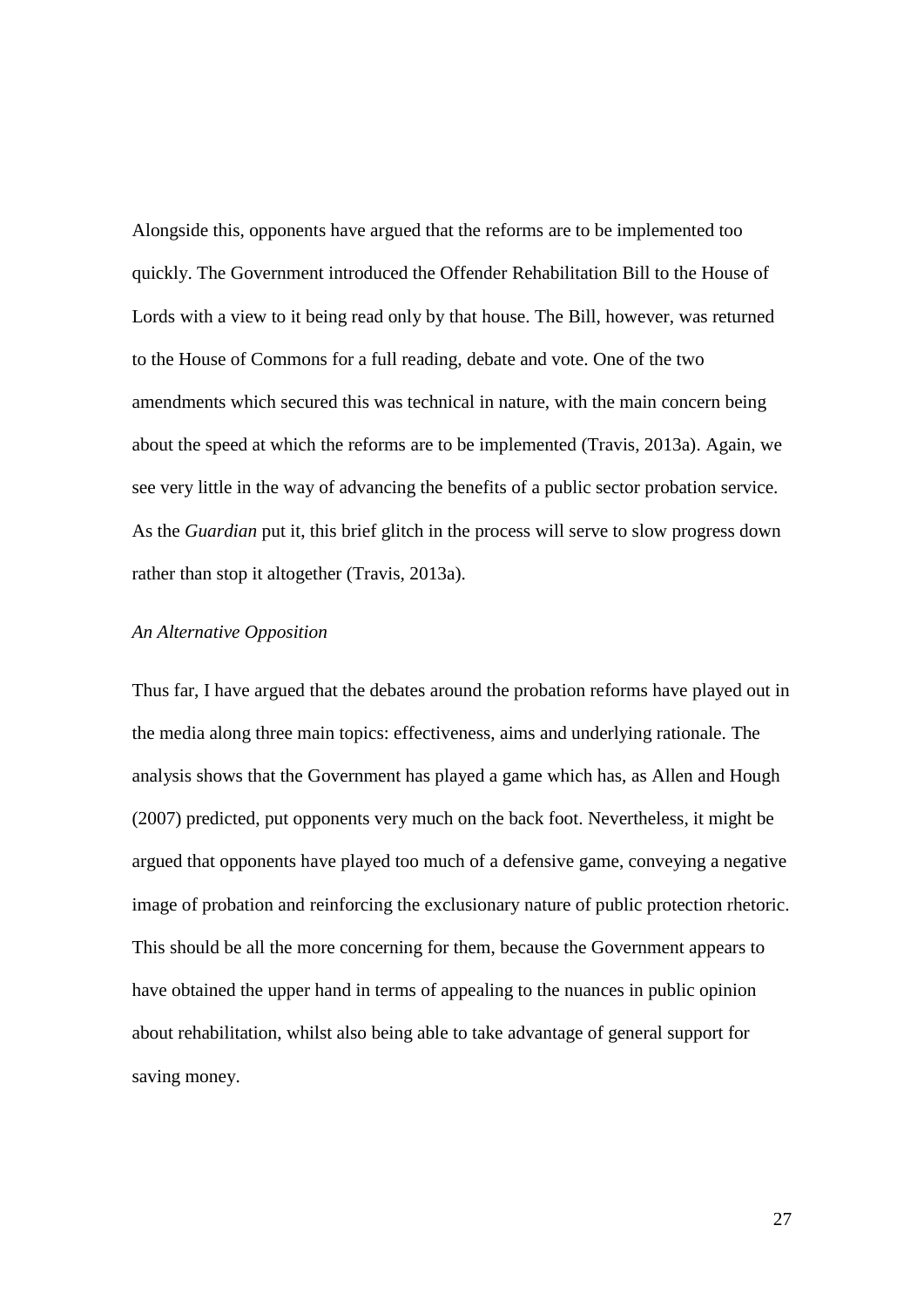Alongside this, opponents have argued that the reforms are to be implemented too quickly. The Government introduced the Offender Rehabilitation Bill to the House of Lords with a view to it being read only by that house. The Bill, however, was returned to the House of Commons for a full reading, debate and vote. One of the two amendments which secured this was technical in nature, with the main concern being about the speed at which the reforms are to be implemented (Travis, 2013a). Again, we see very little in the way of advancing the benefits of a public sector probation service. As the *Guardian* put it, this brief glitch in the process will serve to slow progress down rather than stop it altogether (Travis, 2013a).

*An Alternative Opposition*

Thus far, I have argued that the debates around the probation reforms have played out in the media along three main topics: effectiveness, aims and underlying rationale. The analysis shows that the Government has played a game which has, as Allen and Hough (2007) predicted, put opponents very much on the back foot. Nevertheless, it might be argued that opponents have played too much of a defensive game, conveying a negative image of probation and reinforcing the exclusionary nature of public protection rhetoric. This should be all the more concerning for them, because the Government appears to have obtained the upper hand in terms of appealing to the nuances in public opinion about rehabilitation, whilst also being able to take advantage of general support for saving money.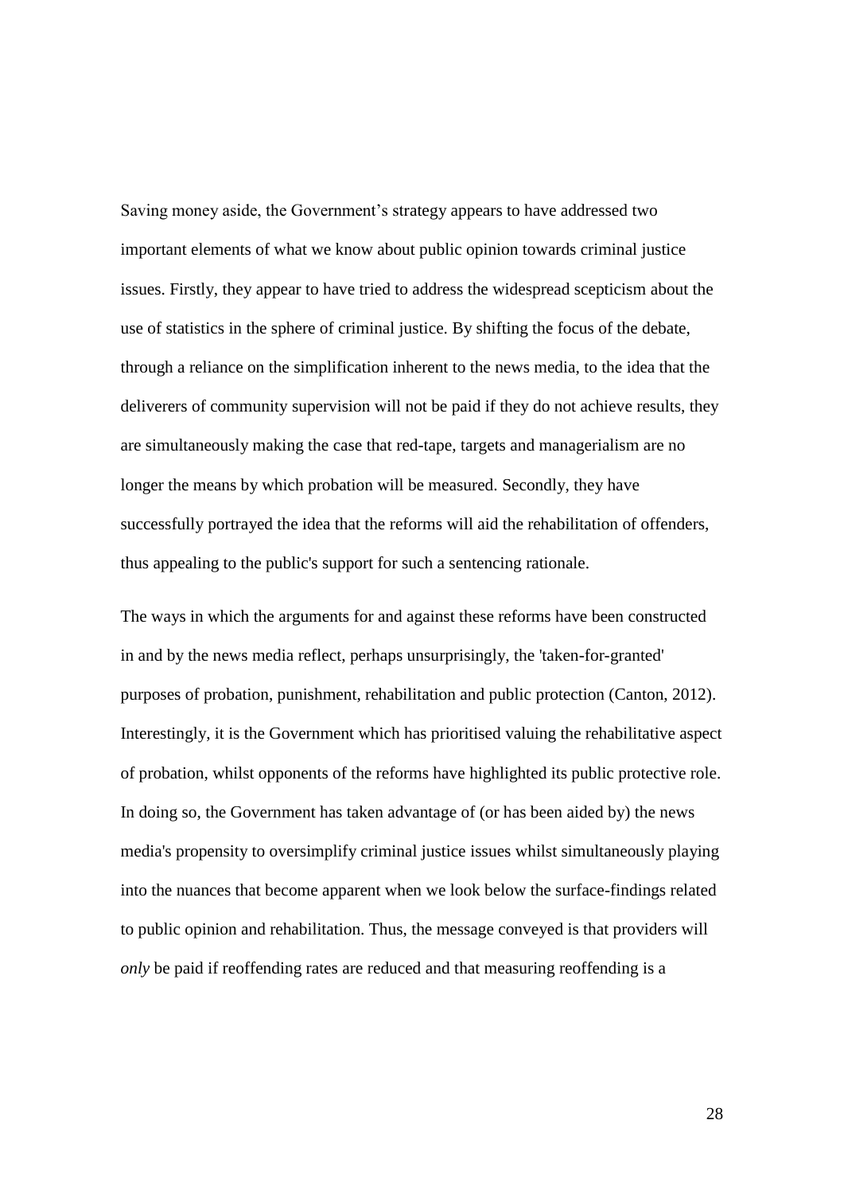Saving money aside, the Government's strategy appears to have addressed two important elements of what we know about public opinion towards criminal justice issues. Firstly, they appear to have tried to address the widespread scepticism about the use of statistics in the sphere of criminal justice. By shifting the focus of the debate, through a reliance on the simplification inherent to the news media, to the idea that the deliverers of community supervision will not be paid if they do not achieve results, they are simultaneously making the case that red-tape, targets and managerialism are no longer the means by which probation will be measured. Secondly, they have successfully portrayed the idea that the reforms will aid the rehabilitation of offenders, thus appealing to the public's support for such a sentencing rationale.

The ways in which the arguments for and against these reforms have been constructed in and by the news media reflect, perhaps unsurprisingly, the 'taken-for-granted' purposes of probation, punishment, rehabilitation and public protection (Canton, 2012). Interestingly, it is the Government which has prioritised valuing the rehabilitative aspect of probation, whilst opponents of the reforms have highlighted its public protective role. In doing so, the Government has taken advantage of (or has been aided by) the news media's propensity to oversimplify criminal justice issues whilst simultaneously playing into the nuances that become apparent when we look below the surface-findings related to public opinion and rehabilitation. Thus, the message conveyed is that providers will *only* be paid if reoffending rates are reduced and that measuring reoffending is a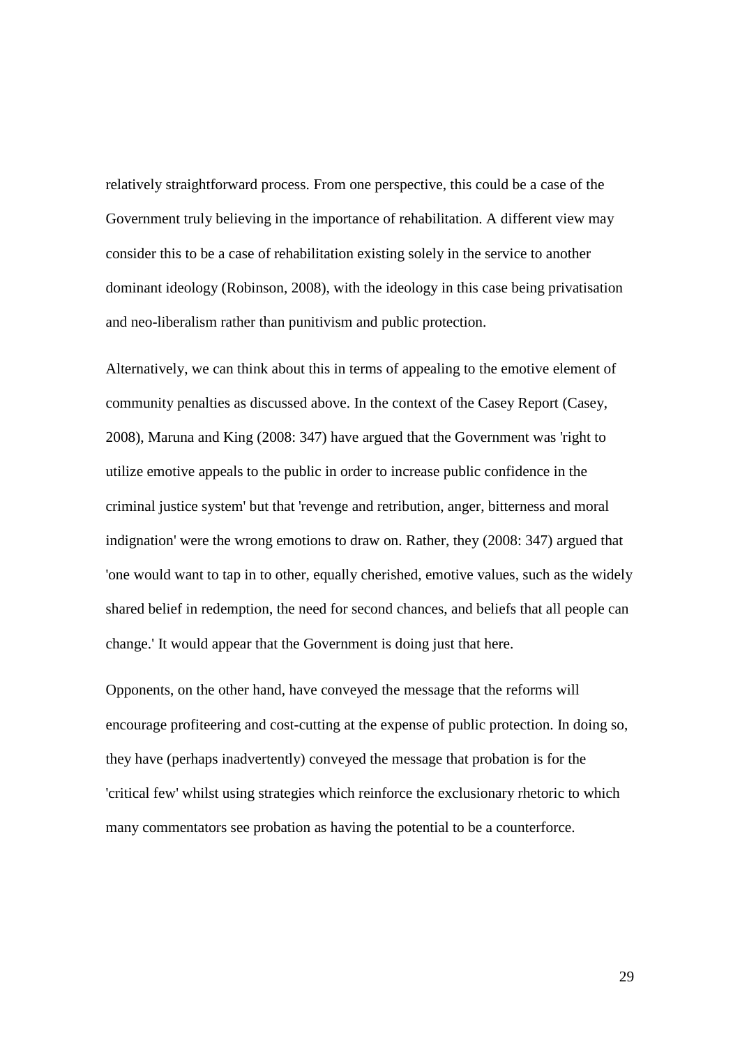relatively straightforward process. From one perspective, this could be a case of the Government truly believing in the importance of rehabilitation. A different view may consider this to be a case of rehabilitation existing solely in the service to another dominant ideology (Robinson, 2008), with the ideology in this case being privatisation and neo-liberalism rather than punitivism and public protection.

Alternatively, we can think about this in terms of appealing to the emotive element of community penalties as discussed above. In the context of the Casey Report (Casey, 2008), Maruna and King (2008: 347) have argued that the Government was 'right to utilize emotive appeals to the public in order to increase public confidence in the criminal justice system' but that 'revenge and retribution, anger, bitterness and moral indignation' were the wrong emotions to draw on. Rather, they (2008: 347) argued that 'one would want to tap in to other, equally cherished, emotive values, such as the widely shared belief in redemption, the need for second chances, and beliefs that all people can change.' It would appear that the Government is doing just that here.

Opponents, on the other hand, have conveyed the message that the reforms will encourage profiteering and cost-cutting at the expense of public protection. In doing so, they have (perhaps inadvertently) conveyed the message that probation is for the 'critical few' whilst using strategies which reinforce the exclusionary rhetoric to which many commentators see probation as having the potential to be a counterforce.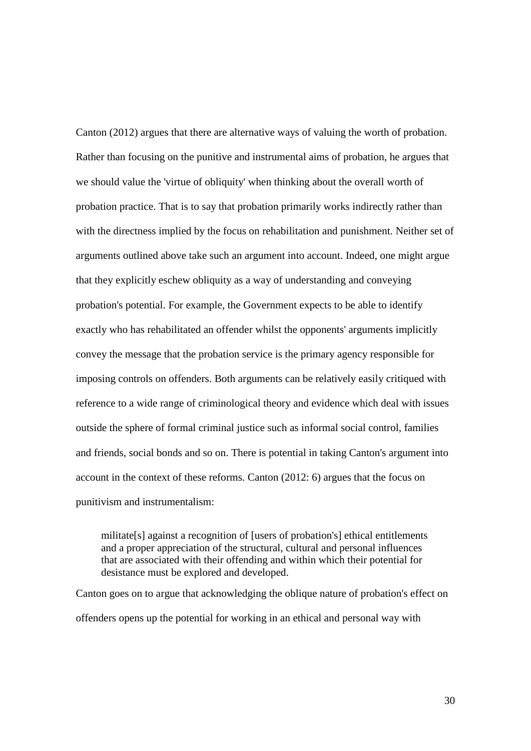Canton (2012) argues that there are alternative ways of valuing the worth of probation. Rather than focusing on the punitive and instrumental aims of probation, he argues that we should value the 'virtue of obliquity' when thinking about the overall worth of probation practice. That is to say that probation primarily works indirectly rather than with the directness implied by the focus on rehabilitation and punishment. Neither set of arguments outlined above take such an argument into account. Indeed, one might argue that they explicitly eschew obliquity as a way of understanding and conveying probation's potential. For example, the Government expects to be able to identify exactly who has rehabilitated an offender whilst the opponents' arguments implicitly convey the message that the probation service is the primary agency responsible for imposing controls on offenders. Both arguments can be relatively easily critiqued with reference to a wide range of criminological theory and evidence which deal with issues outside the sphere of formal criminal justice such as informal social control, families and friends, social bonds and so on. There is potential in taking Canton's argument into account in the context of these reforms. Canton (2012: 6) argues that the focus on punitivism and instrumentalism:

> militate[s] against a recognition of [users of probation's] ethical entitlements and a proper appreciation of the structural, cultural and personal influences that are associated with their offending and within which their potential for desistance must be explored and developed.

Canton goes on to argue that acknowledging the oblique nature of probation's effect on offenders opens up the potential for working in an ethical and personal way with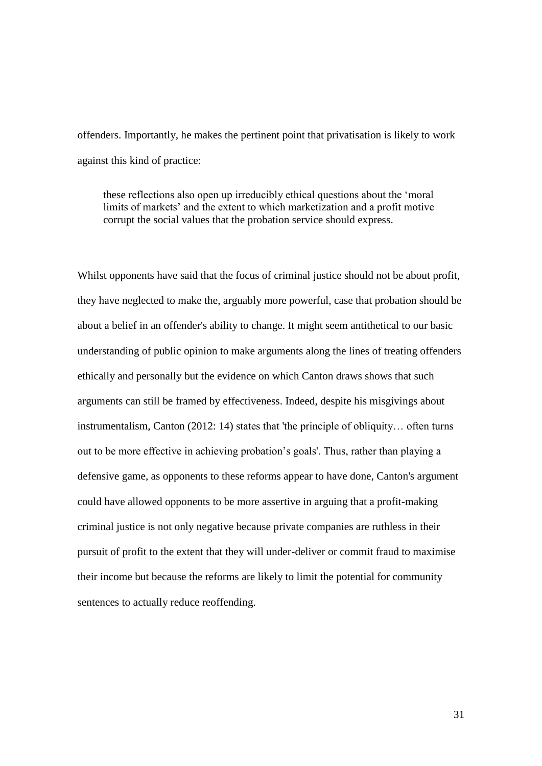offenders. Importantly, he makes the pertinent point that privatisation is likely to work against this kind of practice:

> these reflections also open up irreducibly ethical questions about the 'moral limits of markets' and the extent to which marketization and a profit motive corrupt the social values that the probation service should express.

Whilst opponents have said that the focus of criminal justice should not be about profit, they have neglected to make the, arguably more powerful, case that probation should be about a belief in an offender's ability to change. It might seem antithetical to our basic understanding of public opinion to make arguments along the lines of treating offenders ethically and personally but the evidence on which Canton draws shows that such arguments can still be framed by effectiveness. Indeed, despite his misgivings about instrumentalism, Canton (2012: 14) states that 'the principle of obliquity… often turns out to be more effective in achieving probation's goals'. Thus, rather than playing a defensive game, as opponents to these reforms appear to have done, Canton's argument could have allowed opponents to be more assertive in arguing that a profit-making criminal justice is not only negative because private companies are ruthless in their pursuit of profit to the extent that they will under-deliver or commit fraud to maximise their income but because the reforms are likely to limit the potential for community sentences to actually reduce reoffending.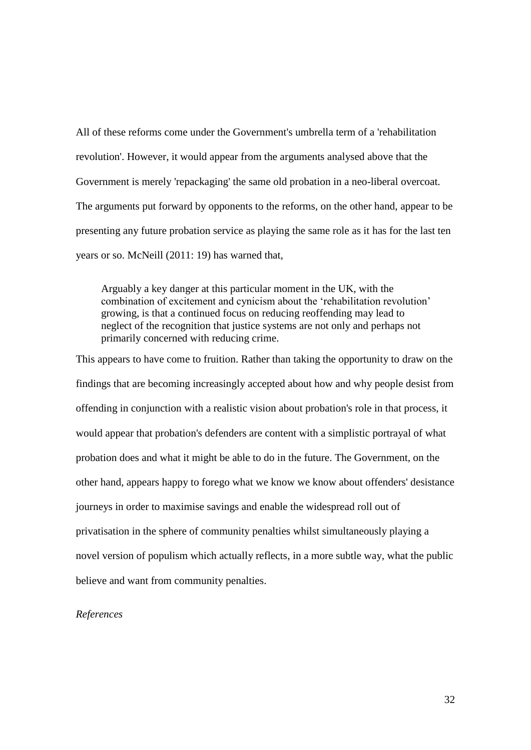All of these reforms come under the Government's umbrella term of a 'rehabilitation revolution'. However, it would appear from the arguments analysed above that the Government is merely 'repackaging' the same old probation in a neo-liberal overcoat. The arguments put forward by opponents to the reforms, on the other hand, appear to be presenting any future probation service as playing the same role as it has for the last ten years or so. McNeill (2011: 19) has warned that,

> Arguably a key danger at this particular moment in the UK, with the combination of excitement and cynicism about the 'rehabilitation revolution' growing, is that a continued focus on reducing reoffending may lead to neglect of the recognition that justice systems are not only and perhaps not primarily concerned with reducing crime.

This appears to have come to fruition. Rather than taking the opportunity to draw on the findings that are becoming increasingly accepted about how and why people desist from offending in conjunction with a realistic vision about probation's role in that process, it would appear that probation's defenders are content with a simplistic portrayal of what probation does and what it might be able to do in the future. The Government, on the other hand, appears happy to forego what we know we know about offenders' desistance journeys in order to maximise savings and enable the widespread roll out of privatisation in the sphere of community penalties whilst simultaneously playing a novel version of populism which actually reflects, in a more subtle way, what the public believe and want from community penalties.

*References*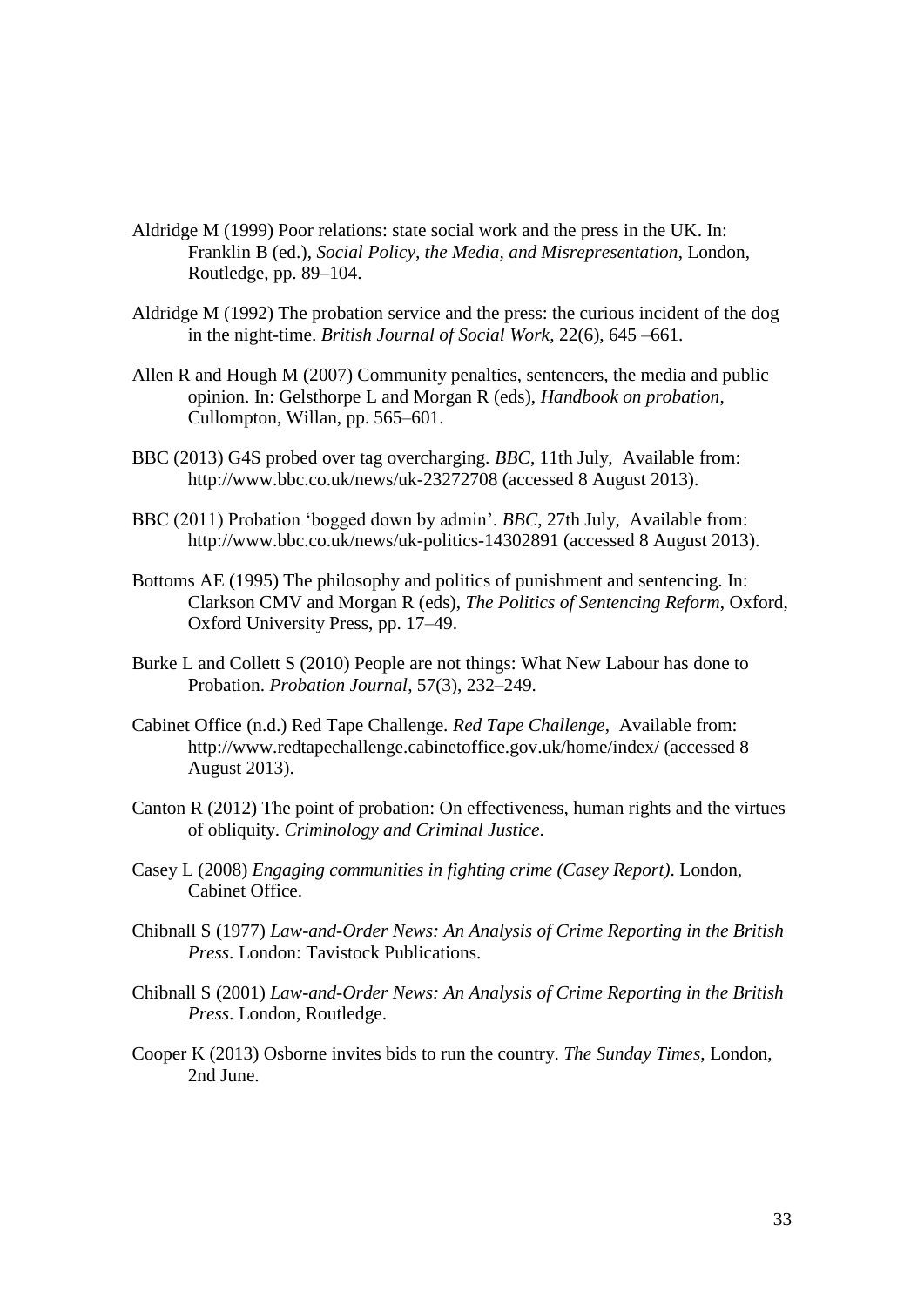Aldridge M (1999) Poor relations: state social work and the press in the UK. In: Franklin B (ed.), *Social Policy, the Media, and Misrepresentation*, London, Routledge, pp. 89–104.

Aldridge M (1992) The probation service and the press: the curious incident of the dog in the night-time. *British Journal of Social Work*, 22(6), 645 –661.

Allen R and Hough M (2007) Community penalties, sentencers, the media and public opinion. In: Gelsthorpe L and Morgan R (eds), *Handbook on probation*, Cullompton, Willan, pp. 565–601.

BBC (2013) G4S probed over tag overcharging. *BBC*, 11th July, Available from: http://www.bbc.co.uk/news/uk-23272708 (accessed 8 August 2013).

BBC (2011) Probation 'bogged down by admin'. *BBC*, 27th July, Available from: http://www.bbc.co.uk/news/uk-politics-14302891 (accessed 8 August 2013).

Bottoms AE (1995) The philosophy and politics of punishment and sentencing. In: Clarkson CMV and Morgan R (eds), *The Politics of Sentencing Reform*, Oxford, Oxford University Press, pp. 17–49.

Burke L and Collett S (2010) People are not things: What New Labour has done to Probation. *Probation Journal*, 57(3), 232–249.

Cabinet Office (n.d.) Red Tape Challenge. *Red Tape Challenge*, Available from: http://www.redtapechallenge.cabinetoffice.gov.uk/home/index/ (accessed 8 August 2013).

Canton R (2012) The point of probation: On effectiveness, human rights and the virtues of obliquity. *Criminology and Criminal Justice*.

Casey L (2008) *Engaging communities in fighting crime (Casey Report)*. London, Cabinet Office.

Chibnall S (1977) *Law-and-Order News: An Analysis of Crime Reporting in the British Press*. London: Tavistock Publications.

Chibnall S (2001) *Law-and-Order News: An Analysis of Crime Reporting in the British Press*. London, Routledge.

Cooper K (2013) Osborne invites bids to run the country. *The Sunday Times*, London, 2nd June.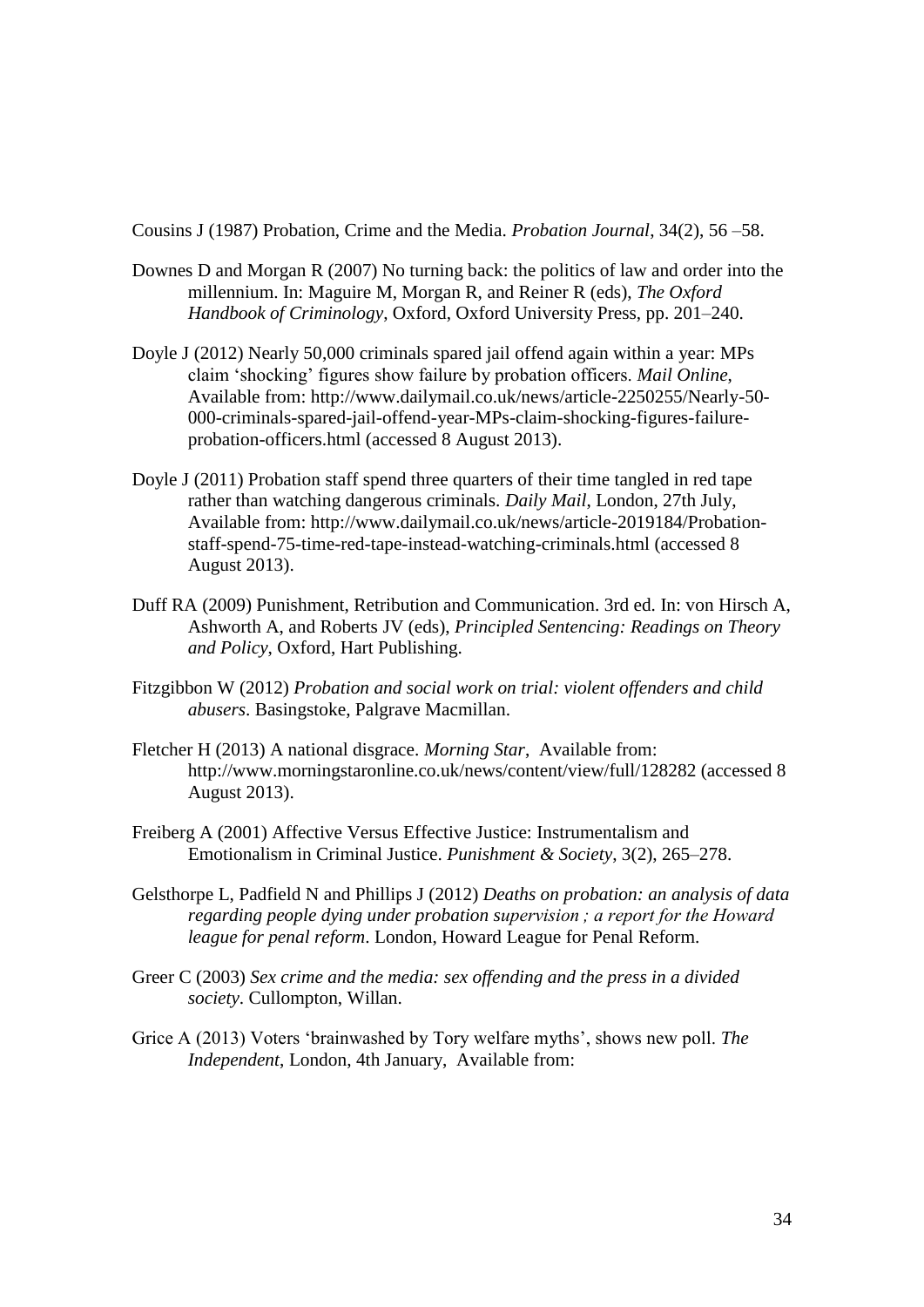Cousins J (1987) Probation, Crime and the Media. *Probation Journal*, 34(2), 56 –58.

Downes D and Morgan R (2007) No turning back: the politics of law and order into the millennium. In: Maguire M, Morgan R, and Reiner R (eds), *The Oxford Handbook of Criminology*, Oxford, Oxford University Press, pp. 201–240.

Doyle J (2012) Nearly 50,000 criminals spared jail offend again within a year: MPs claim 'shocking' figures show failure by probation officers. *Mail Online*, Available from: http://www.dailymail.co.uk/news/article-2250255/Nearly-50-000-criminals-spared-jail-offend-year-MPs-claim-shocking-figures-failure-probation-officers.html (accessed 8 August 2013).

Doyle J (2011) Probation staff spend three quarters of their time tangled in red tape rather than watching dangerous criminals. *Daily Mail*, London, 27th July, Available from: http://www.dailymail.co.uk/news/article-2019184/Probation-staff-spend-75-time-red-tape-instead-watching-criminals.html (accessed 8 August 2013).

Duff RA (2009) Punishment, Retribution and Communication. 3rd ed. In: von Hirsch A, Ashworth A, and Roberts JV (eds), *Principled Sentencing: Readings on Theory and Policy*, Oxford, Hart Publishing.

Fitzgibbon W (2012) *Probation and social work on trial: violent offenders and child abusers*. Basingstoke, Palgrave Macmillan.

Fletcher H (2013) A national disgrace. *Morning Star*, Available from: http://www.morningstaronline.co.uk/news/content/view/full/128282 (accessed 8 August 2013).

Freiberg A (2001) Affective Versus Effective Justice: Instrumentalism and Emotionalism in Criminal Justice. *Punishment & Society*, 3(2), 265–278.

Gelsthorpe L, Padfield N and Phillips J (2012) *Deaths on probation: an analysis of data regarding people dying under probation supervision ; a report for the Howard league for penal reform*. London, Howard League for Penal Reform.

Greer C (2003) *Sex crime and the media: sex offending and the press in a divided society*. Cullompton, Willan.

Grice A (2013) Voters 'brainwashed by Tory welfare myths', shows new poll. *The Independent*, London, 4th January, Available from: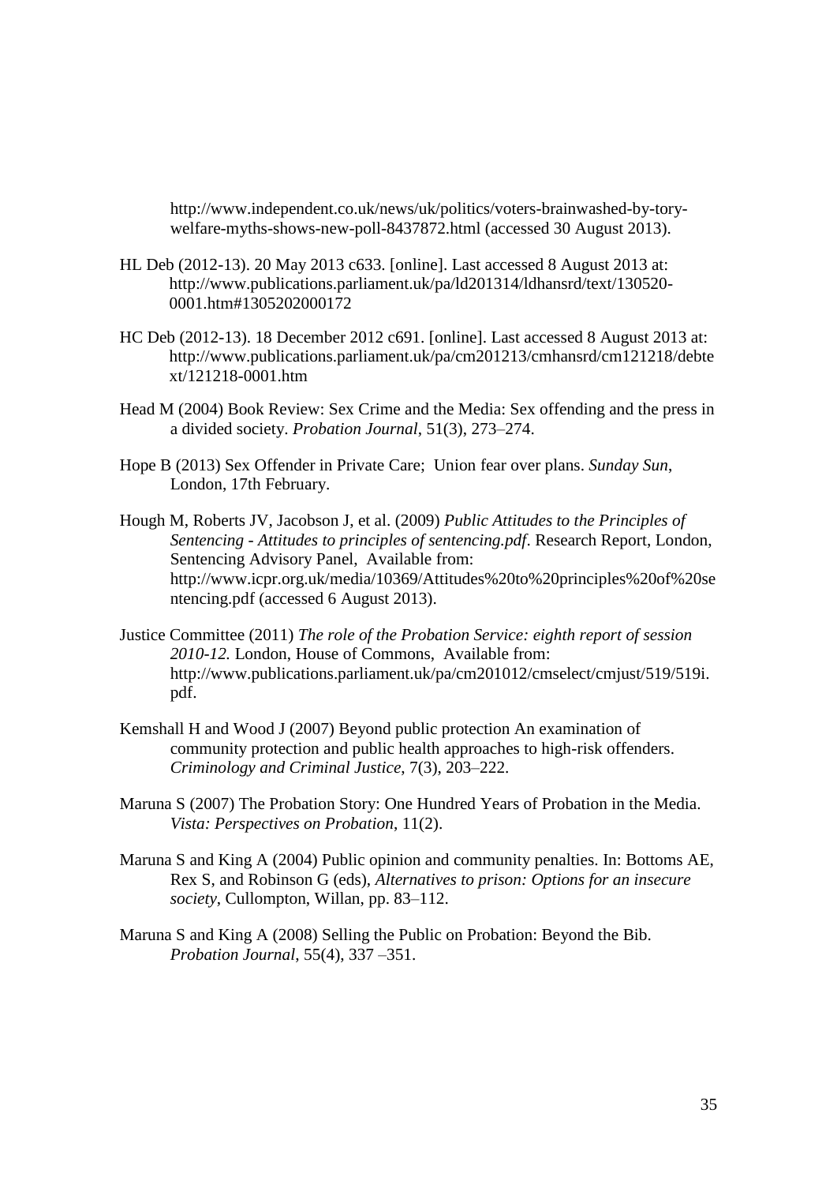http://www.independent.co.uk/news/uk/politics/voters-brainwashed-by-tory-welfare-myths-shows-new-poll-8437872.html (accessed 30 August 2013).

HL Deb (2012-13). 20 May 2013 c633. [online]. Last accessed 8 August 2013 at: http://www.publications.parliament.uk/pa/ld201314/ldhansrd/text/130520-0001.htm#1305202000172

HC Deb (2012-13). 18 December 2012 c691. [online]. Last accessed 8 August 2013 at: http://www.publications.parliament.uk/pa/cm201213/cmhansrd/cm121218/debtext/121218-0001.htm

Head M (2004) Book Review: Sex Crime and the Media: Sex offending and the press in a divided society. *Probation Journal*, 51(3), 273–274.

Hope B (2013) Sex Offender in Private Care; Union fear over plans. *Sunday Sun*, London, 17th February.

Hough M, Roberts JV, Jacobson J, et al. (2009) *Public Attitudes to the Principles of Sentencing - Attitudes to principles of sentencing.pdf*. Research Report, London, Sentencing Advisory Panel, Available from: http://www.icpr.org.uk/media/10369/Attitudes%20to%20principles%20of%20sentencing.pdf (accessed 6 August 2013).

Justice Committee (2011) *The role of the Probation Service: eighth report of session 2010-12.* London, House of Commons, Available from: http://www.publications.parliament.uk/pa/cm201012/cmselect/cmjust/519/519i.pdf.

Kemshall H and Wood J (2007) Beyond public protection An examination of community protection and public health approaches to high-risk offenders. *Criminology and Criminal Justice*, 7(3), 203–222.

Maruna S (2007) The Probation Story: One Hundred Years of Probation in the Media. *Vista: Perspectives on Probation*, 11(2).

Maruna S and King A (2004) Public opinion and community penalties. In: Bottoms AE, Rex S, and Robinson G (eds), *Alternatives to prison: Options for an insecure society*, Cullompton, Willan, pp. 83–112.

Maruna S and King A (2008) Selling the Public on Probation: Beyond the Bib. *Probation Journal*, 55(4), 337 –351.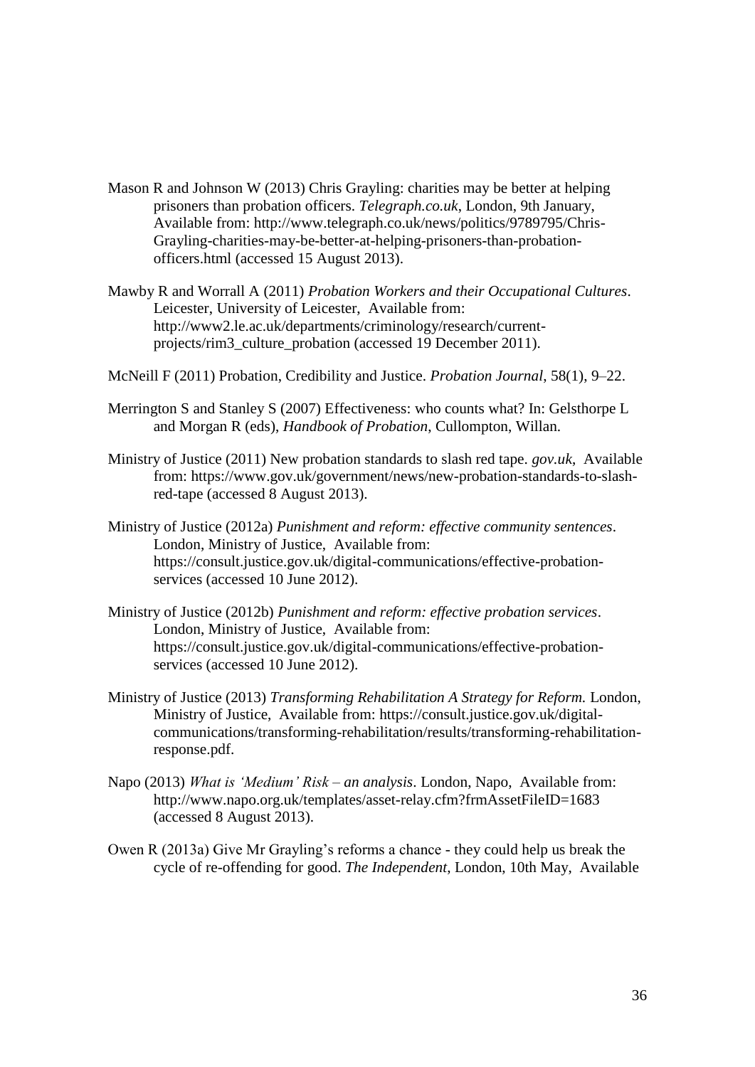Mason R and Johnson W (2013) Chris Grayling: charities may be better at helping prisoners than probation officers. *Telegraph.co.uk*, London, 9th January, Available from: http://www.telegraph.co.uk/news/politics/9789795/Chris-Grayling-charities-may-be-better-at-helping-prisoners-than-probation-officers.html (accessed 15 August 2013).

Mawby R and Worrall A (2011) *Probation Workers and their Occupational Cultures*. Leicester, University of Leicester, Available from: http://www2.le.ac.uk/departments/criminology/research/current-projects/rim3_culture_probation (accessed 19 December 2011).

McNeill F (2011) Probation, Credibility and Justice. *Probation Journal*, 58(1), 9–22.

Merrington S and Stanley S (2007) Effectiveness: who counts what? In: Gelsthorpe L and Morgan R (eds), *Handbook of Probation*, Cullompton, Willan.

Ministry of Justice (2011) New probation standards to slash red tape. *gov.uk*, Available from: https://www.gov.uk/government/news/new-probation-standards-to-slash-red-tape (accessed 8 August 2013).

Ministry of Justice (2012a) *Punishment and reform: effective community sentences*. London, Ministry of Justice, Available from: https://consult.justice.gov.uk/digital-communications/effective-probation-services (accessed 10 June 2012).

Ministry of Justice (2012b) *Punishment and reform: effective probation services*. London, Ministry of Justice, Available from: https://consult.justice.gov.uk/digital-communications/effective-probation-services (accessed 10 June 2012).

Ministry of Justice (2013) *Transforming Rehabilitation A Strategy for Reform.* London, Ministry of Justice, Available from: https://consult.justice.gov.uk/digital-communications/transforming-rehabilitation/results/transforming-rehabilitation-response.pdf.

Napo (2013) *What is 'Medium' Risk – an analysis*. London, Napo, Available from: http://www.napo.org.uk/templates/asset-relay.cfm?frmAssetFileID=1683 (accessed 8 August 2013).

Owen R (2013a) Give Mr Grayling's reforms a chance - they could help us break the cycle of re-offending for good. *The Independent*, London, 10th May, Available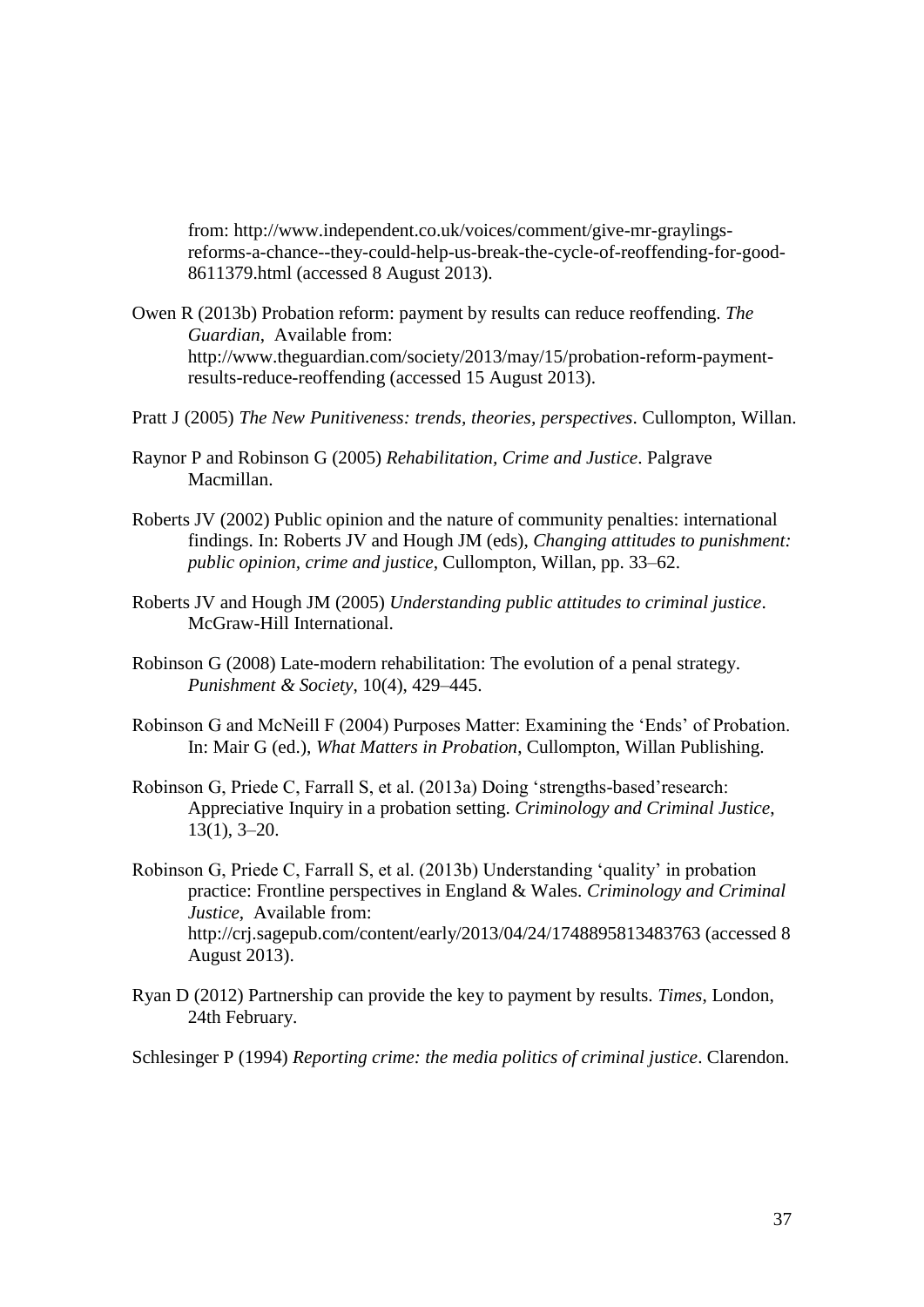from: http://www.independent.co.uk/voices/comment/give-mr-graylings-reforms-a-chance--they-could-help-us-break-the-cycle-of-reoffending-for-good-8611379.html (accessed 8 August 2013).

Owen R (2013b) Probation reform: payment by results can reduce reoffending. *The Guardian*, Available from: http://www.theguardian.com/society/2013/may/15/probation-reform-payment-results-reduce-reoffending (accessed 15 August 2013).

Pratt J (2005) *The New Punitiveness: trends, theories, perspectives*. Cullompton, Willan.

Raynor P and Robinson G (2005) *Rehabilitation, Crime and Justice*. Palgrave Macmillan.

Roberts JV (2002) Public opinion and the nature of community penalties: international findings. In: Roberts JV and Hough JM (eds), *Changing attitudes to punishment: public opinion, crime and justice*, Cullompton, Willan, pp. 33–62.

Roberts JV and Hough JM (2005) *Understanding public attitudes to criminal justice*. McGraw-Hill International.

Robinson G (2008) Late-modern rehabilitation: The evolution of a penal strategy. *Punishment & Society*, 10(4), 429–445.

Robinson G and McNeill F (2004) Purposes Matter: Examining the 'Ends' of Probation. In: Mair G (ed.), *What Matters in Probation*, Cullompton, Willan Publishing.

Robinson G, Priede C, Farrall S, et al. (2013a) Doing 'strengths-based'research: Appreciative Inquiry in a probation setting. *Criminology and Criminal Justice*, 13(1), 3–20.

Robinson G, Priede C, Farrall S, et al. (2013b) Understanding 'quality' in probation practice: Frontline perspectives in England & Wales. *Criminology and Criminal Justice*, Available from: http://crj.sagepub.com/content/early/2013/04/24/1748895813483763 (accessed 8 August 2013).

Ryan D (2012) Partnership can provide the key to payment by results. *Times*, London, 24th February.

Schlesinger P (1994) *Reporting crime: the media politics of criminal justice*. Clarendon.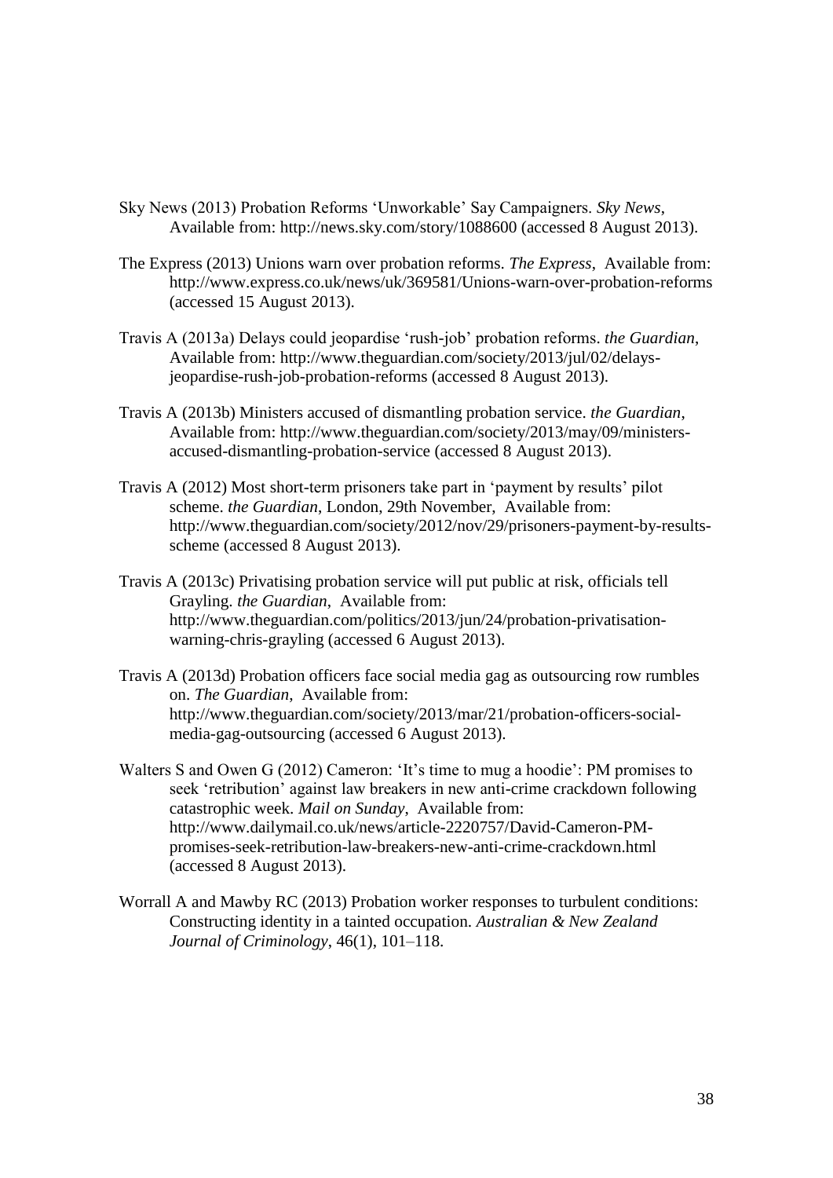Sky News (2013) Probation Reforms 'Unworkable' Say Campaigners. *Sky News*, Available from: http://news.sky.com/story/1088600 (accessed 8 August 2013).

The Express (2013) Unions warn over probation reforms. *The Express*, Available from: http://www.express.co.uk/news/uk/369581/Unions-warn-over-probation-reforms (accessed 15 August 2013).

Travis A (2013a) Delays could jeopardise 'rush-job' probation reforms. *the Guardian*, Available from: http://www.theguardian.com/society/2013/jul/02/delays-jeopardise-rush-job-probation-reforms (accessed 8 August 2013).

Travis A (2013b) Ministers accused of dismantling probation service. *the Guardian*, Available from: http://www.theguardian.com/society/2013/may/09/ministers-accused-dismantling-probation-service (accessed 8 August 2013).

Travis A (2012) Most short-term prisoners take part in 'payment by results' pilot scheme. *the Guardian*, London, 29th November, Available from: http://www.theguardian.com/society/2012/nov/29/prisoners-payment-by-results-scheme (accessed 8 August 2013).

Travis A (2013c) Privatising probation service will put public at risk, officials tell Grayling. *the Guardian*, Available from: http://www.theguardian.com/politics/2013/jun/24/probation-privatisation-warning-chris-grayling (accessed 6 August 2013).

Travis A (2013d) Probation officers face social media gag as outsourcing row rumbles on. *The Guardian*, Available from: http://www.theguardian.com/society/2013/mar/21/probation-officers-social-media-gag-outsourcing (accessed 6 August 2013).

Walters S and Owen G (2012) Cameron: 'It's time to mug a hoodie': PM promises to seek 'retribution' against law breakers in new anti-crime crackdown following catastrophic week. *Mail on Sunday*, Available from: http://www.dailymail.co.uk/news/article-2220757/David-Cameron-PM-promises-seek-retribution-law-breakers-new-anti-crime-crackdown.html (accessed 8 August 2013).

Worrall A and Mawby RC (2013) Probation worker responses to turbulent conditions: Constructing identity in a tainted occupation. *Australian & New Zealand Journal of Criminology*, 46(1), 101–118.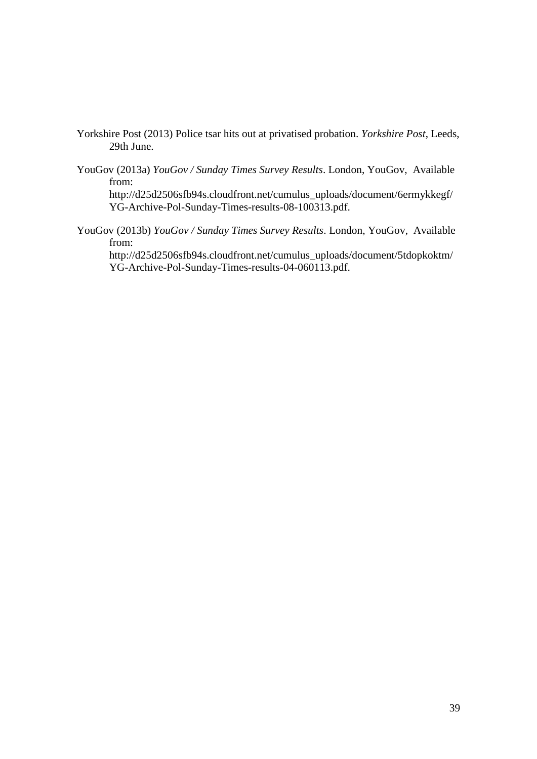Yorkshire Post (2013) Police tsar hits out at privatised probation. *Yorkshire Post*, Leeds, 29th June.

YouGov (2013a) *YouGov / Sunday Times Survey Results*. London, YouGov, Available from: http://d25d2506sfb94s.cloudfront.net/cumulus_uploads/document/6ermykkegf/YG-Archive-Pol-Sunday-Times-results-08-100313.pdf.

YouGov (2013b) *YouGov / Sunday Times Survey Results*. London, YouGov, Available from: http://d25d2506sfb94s.cloudfront.net/cumulus_uploads/document/5tdopkoktm/YG-Archive-Pol-Sunday-Times-results-04-060113.pdf.